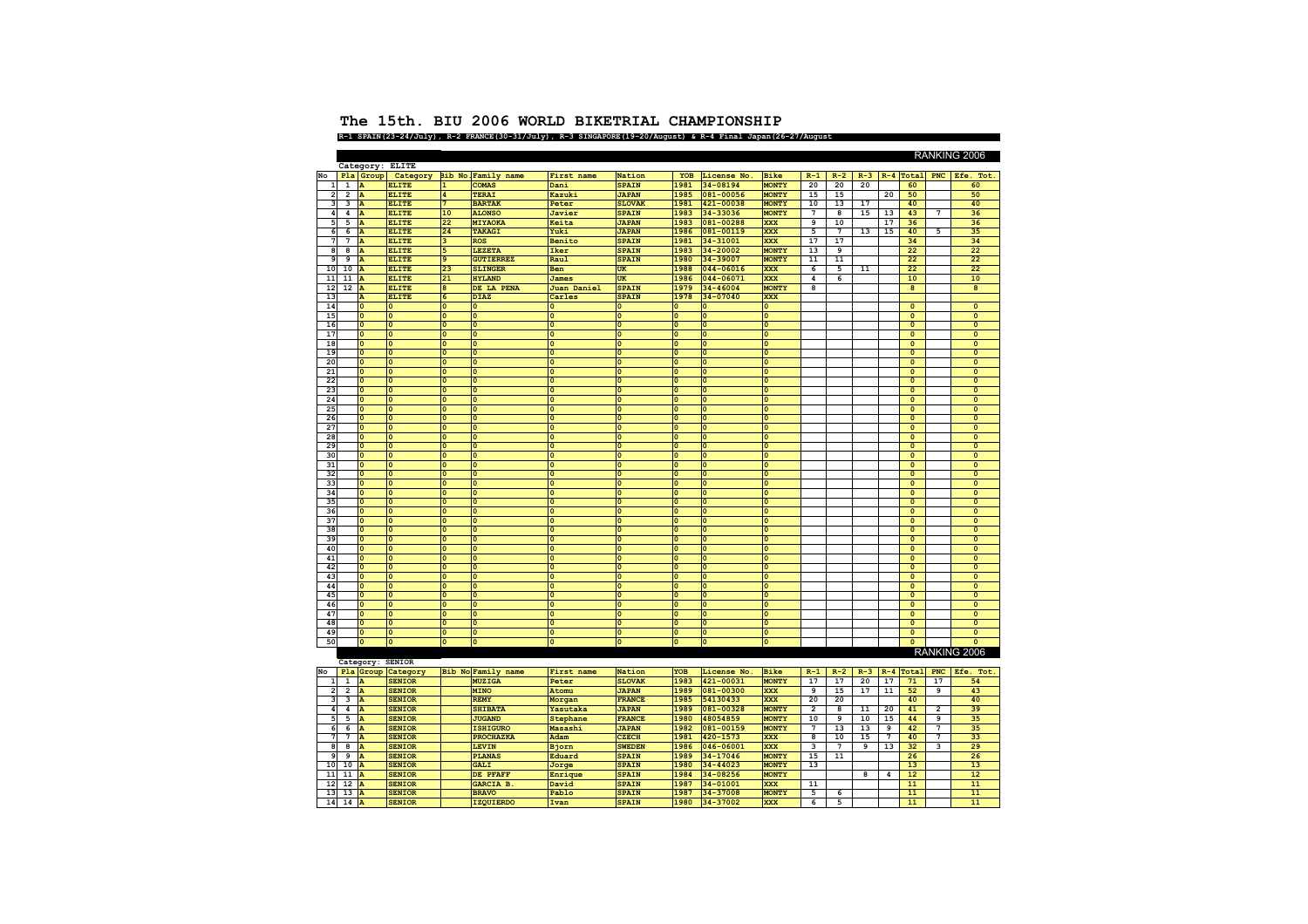# The 15th. BIU 2006 WORLD BIKETRIAL CHAMPIONSHIP

**R-1 SPAIN(23-24/July), R-2 FRANCE(30-31/July), R-3 SINGAPORE(19-20/August) & R-4 Final Japan(26-27/August**

RANKING 2006

Category: ELITE

| No | Pla | Group | Category | Bib No | Family name | First name | Nation | YOB | License No. | Bike | R-1 | R-2 | R-3 | R-4 | Total | PNC | Efe. Tot. |
|---|---|---|---|---|---|---|---|---|---|---|---|---|---|---|---|---|---|
| 1 | 1 | A | ELITE | 1 | COMAS | Dani | SPAIN | 1981 | 34-08194 | MONTY | 20 | 20 | 20 | | 60 | | 60 |
| 2 | 2 | A | ELITE | 4 | TERAI | Kazuki | JAPAN | 1985 | 081-00056 | MONTY | 15 | 15 | | 20 | 50 | | 50 |
| 3 | 3 | A | ELITE | 7 | BARTAK | Peter | SLOVAK | 1981 | 421-00038 | MONTY | 10 | 13 | 17 | | 40 | | 40 |
| 4 | 4 | A | ELITE | 10 | ALONSO | Javier | SPAIN | 1983 | 34-33036 | MONTY | 7 | 8 | 15 | 13 | 43 | 7 | 36 |
| 5 | 5 | A | ELITE | 22 | MIYAOKA | Keita | JAPAN | 1983 | 081-00288 | XXX | 9 | 10 | | 17 | 36 | | 36 |
| 6 | 6 | A | ELITE | 24 | TAKAGI | Yuki | JAPAN | 1986 | 081-00119 | XXX | 5 | 7 | 13 | 15 | 40 | 5 | 35 |
| 7 | 7 | A | ELITE | 3 | ROS | Benito | SPAIN | 1981 | 34-31001 | XXX | 17 | 17 | | | 34 | | 34 |
| 8 | 8 | A | ELITE | 5 | LEZETA | Iker | SPAIN | 1983 | 34-20002 | MONTY | 13 | 9 | | | 22 | | 22 |
| 9 | 9 | A | ELITE | 9 | GUTIERREZ | Raul | SPAIN | 1980 | 34-39007 | MONTY | 11 | 11 | | | 22 | | 22 |
| 10 | 10 | A | ELITE | 23 | SLINGER | Ben | UK | 1988 | 044-06016 | XXX | 6 | 5 | 11 | | 22 | | 22 |
| 11 | 11 | A | ELITE | 21 | HYLAND | James | UK | 1986 | 044-06071 | XXX | 4 | 6 | | | 10 | | 10 |
| 12 | 12 | A | ELITE | 8 | DE LA PENA | Juan Daniel | SPAIN | 1979 | 34-46004 | MONTY | 8 | | | | 8 | | 8 |
| 13 | | A | ELITE | 6 | DIAZ | Carles | SPAIN | 1978 | 34-07040 | XXX | | | | | | | |
| 14 | | 0 | 0 | 0 | 0 | 0 | 0 | 0 | 0 | 0 | | | | | 0 | | 0 |
| 15 | | 0 | 0 | 0 | 0 | 0 | 0 | 0 | 0 | 0 | | | | | 0 | | 0 |
| 16 | | 0 | 0 | 0 | 0 | 0 | 0 | 0 | 0 | 0 | | | | | 0 | | 0 |
| 17 | | 0 | 0 | 0 | 0 | 0 | 0 | 0 | 0 | 0 | | | | | 0 | | 0 |
| 18 | | 0 | 0 | 0 | 0 | 0 | 0 | 0 | 0 | 0 | | | | | 0 | | 0 |
| 19 | | 0 | 0 | 0 | 0 | 0 | 0 | 0 | 0 | 0 | | | | | 0 | | 0 |
| 20 | | 0 | 0 | 0 | 0 | 0 | 0 | 0 | 0 | 0 | | | | | 0 | | 0 |
| 21 | | 0 | 0 | 0 | 0 | 0 | 0 | 0 | 0 | 0 | | | | | 0 | | 0 |
| 22 | | 0 | 0 | 0 | 0 | 0 | 0 | 0 | 0 | 0 | | | | | 0 | | 0 |
| 23 | | 0 | 0 | 0 | 0 | 0 | 0 | 0 | 0 | 0 | | | | | 0 | | 0 |
| 24 | | 0 | 0 | 0 | 0 | 0 | 0 | 0 | 0 | 0 | | | | | 0 | | 0 |
| 25 | | 0 | 0 | 0 | 0 | 0 | 0 | 0 | 0 | 0 | | | | | 0 | | 0 |
| 26 | | 0 | 0 | 0 | 0 | 0 | 0 | 0 | 0 | 0 | | | | | 0 | | 0 |
| 27 | | 0 | 0 | 0 | 0 | 0 | 0 | 0 | 0 | 0 | | | | | 0 | | 0 |
| 28 | | 0 | 0 | 0 | 0 | 0 | 0 | 0 | 0 | 0 | | | | | 0 | | 0 |
| 29 | | 0 | 0 | 0 | 0 | 0 | 0 | 0 | 0 | 0 | | | | | 0 | | 0 |
| 30 | | 0 | 0 | 0 | 0 | 0 | 0 | 0 | 0 | 0 | | | | | 0 | | 0 |
| 31 | | 0 | 0 | 0 | 0 | 0 | 0 | 0 | 0 | 0 | | | | | 0 | | 0 |
| 32 | | 0 | 0 | 0 | 0 | 0 | 0 | 0 | 0 | 0 | | | | | 0 | | 0 |
| 33 | | 0 | 0 | 0 | 0 | 0 | 0 | 0 | 0 | 0 | | | | | 0 | | 0 |
| 34 | | 0 | 0 | 0 | 0 | 0 | 0 | 0 | 0 | 0 | | | | | 0 | | 0 |
| 35 | | 0 | 0 | 0 | 0 | 0 | 0 | 0 | 0 | 0 | | | | | 0 | | 0 |
| 36 | | 0 | 0 | 0 | 0 | 0 | 0 | 0 | 0 | 0 | | | | | 0 | | 0 |
| 37 | | 0 | 0 | 0 | 0 | 0 | 0 | 0 | 0 | 0 | | | | | 0 | | 0 |
| 38 | | 0 | 0 | 0 | 0 | 0 | 0 | 0 | 0 | 0 | | | | | 0 | | 0 |
| 39 | | 0 | 0 | 0 | 0 | 0 | 0 | 0 | 0 | 0 | | | | | 0 | | 0 |
| 40 | | 0 | 0 | 0 | 0 | 0 | 0 | 0 | 0 | 0 | | | | | 0 | | 0 |
| 41 | | 0 | 0 | 0 | 0 | 0 | 0 | 0 | 0 | 0 | | | | | 0 | | 0 |
| 42 | | 0 | 0 | 0 | 0 | 0 | 0 | 0 | 0 | 0 | | | | | 0 | | 0 |
| 43 | | 0 | 0 | 0 | 0 | 0 | 0 | 0 | 0 | 0 | | | | | 0 | | 0 |
| 44 | | 0 | 0 | 0 | 0 | 0 | 0 | 0 | 0 | 0 | | | | | 0 | | 0 |
| 45 | | 0 | 0 | 0 | 0 | 0 | 0 | 0 | 0 | 0 | | | | | 0 | | 0 |
| 46 | | 0 | 0 | 0 | 0 | 0 | 0 | 0 | 0 | 0 | | | | | 0 | | 0 |
| 47 | | 0 | 0 | 0 | 0 | 0 | 0 | 0 | 0 | 0 | | | | | 0 | | 0 |
| 48 | | 0 | 0 | 0 | 0 | 0 | 0 | 0 | 0 | 0 | | | | | 0 | | 0 |
| 49 | | 0 | 0 | 0 | 0 | 0 | 0 | 0 | 0 | 0 | | | | | 0 | | 0 |
| 50 | | 0 | 0 | 0 | 0 | 0 | 0 | 0 | 0 | 0 | | | | | 0 | | 0 |

RANKING 2006

Category: SENIOR

| No | Pla | Group | Category | Bib No | Family name | First name | Nation | YOB | License No. | Bike | R-1 | R-2 | R-3 | R-4 | Total | PNC | Efe. Tot. |
|---|---|---|---|---|---|---|---|---|---|---|---|---|---|---|---|---|---|
| 1 | 1 | A | SENIOR | | MUZIGA | Peter | SLOVAK | 1983 | 421-00031 | MONTY | 17 | 17 | 20 | 17 | 71 | 17 | 54 |
| 2 | 2 | A | SENIOR | | MINO | Atomu | JAPAN | 1989 | 081-00300 | XXX | 9 | 15 | 17 | 11 | 52 | 9 | 43 |
| 3 | 3 | A | SENIOR | | REMY | Morgan | FRANCE | 1985 | 54130433 | XXX | 20 | 20 | | | 40 | | 40 |
| 4 | 4 | A | SENIOR | | SHIBATA | Yasutaka | JAPAN | 1989 | 081-00328 | MONTY | 2 | 8 | 11 | 20 | 41 | 2 | 39 |
| 5 | 5 | A | SENIOR | | JUGAND | Stephane | FRANCE | 1980 | 48054859 | MONTY | 10 | 9 | 10 | 15 | 44 | 9 | 35 |
| 6 | 6 | A | SENIOR | | ISHIGURO | Masashi | JAPAN | 1982 | 081-00159 | MONTY | 7 | 13 | 13 | 9 | 42 | 7 | 35 |
| 7 | 7 | A | SENIOR | | PROCHAZKA | Adam | CZECH | 1981 | 420-1573 | XXX | 8 | 10 | 15 | 7 | 40 | 7 | 33 |
| 8 | 8 | A | SENIOR | | LEVIN | Bjorn | SWEDEN | 1986 | 046-06001 | XXX | 3 | 7 | 9 | 13 | 32 | 3 | 29 |
| 9 | 9 | A | SENIOR | | PLANAS | Eduard | SPAIN | 1989 | 34-17046 | MONTY | 15 | 11 | | | 26 | | 26 |
| 10 | 10 | A | SENIOR | | GALI | Jorge | SPAIN | 1980 | 34-44023 | MONTY | 13 | | | | 13 | | 13 |
| 11 | 11 | A | SENIOR | | DE PFAFF | Enrique | SPAIN | 1984 | 34-08256 | MONTY | | | 8 | 4 | 12 | | 12 |
| 12 | 12 | A | SENIOR | | GARCIA B. | David | SPAIN | 1987 | 34-01001 | XXX | 11 | | | | 11 | | 11 |
| 13 | 13 | A | SENIOR | | BRAVO | Pablo | SPAIN | 1987 | 34-37008 | MONTY | 5 | 6 | | | 11 | | 11 |
| 14 | 14 | A | SENIOR | | IZQUIERDO | Ivan | SPAIN | 1980 | 34-37002 | XXX | 6 | 5 | | | 11 | | 11 |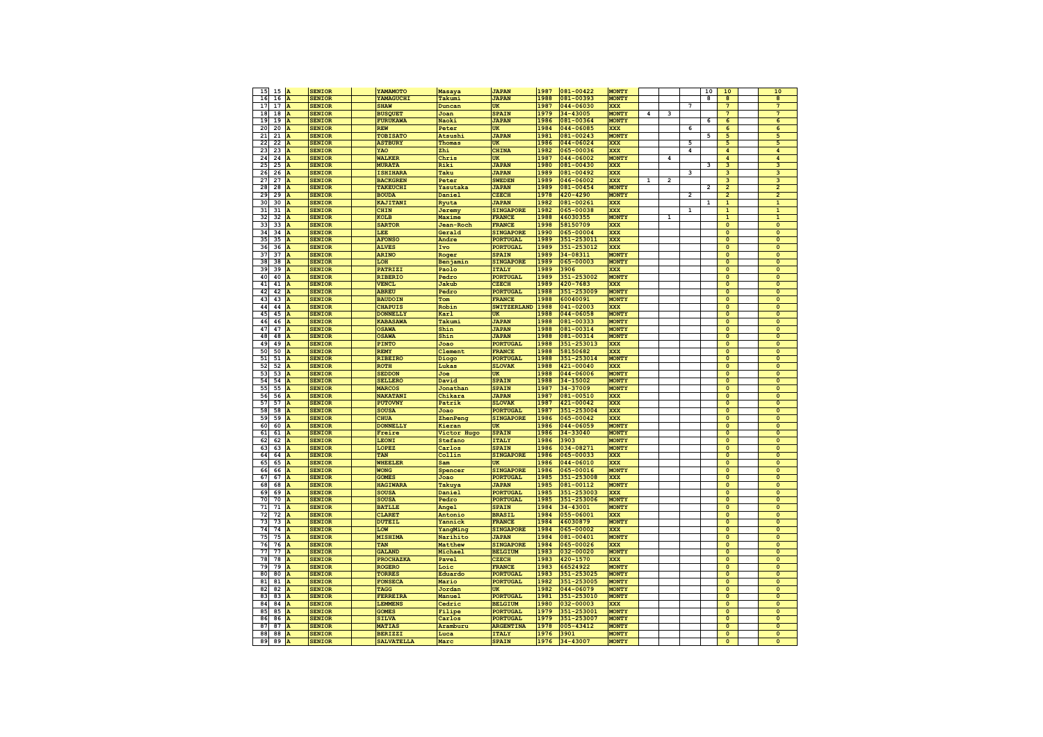| | | | | | | | | | | | | | | | | | |
|---|---|---|---|---|---|---|---|---|---|---|---|---|---|---|---|---|---|
| 15 | 15 | A | SENIOR | | YAMAMOTO | Masaya | JAPAN | 1987 | 081-00422 | MONTY | | | | 10 | 10 | | 10 |
| 16 | 16 | A | SENIOR | | YAMAGUCHI | Takumi | JAPAN | 1988 | 081-00393 | MONTY | | | | 8 | 8 | | 8 |
| 17 | 17 | A | SENIOR | | SHAW | Duncan | UK | 1987 | 044-06030 | XXX | | | 7 | | 7 | | 7 |
| 18 | 18 | A | SENIOR | | BUSQUET | Joan | SPAIN | 1979 | 34-43005 | MONTY | 4 | 3 | | | 7 | | 7 |
| 19 | 19 | A | SENIOR | | FURUKAWA | Naoki | JAPAN | 1986 | 081-00364 | MONTY | | | | 6 | 6 | | 6 |
| 20 | 20 | A | SENIOR | | REW | Peter | UK | 1984 | 044-06085 | XXX | | | 6 | | 6 | | 6 |
| 21 | 21 | A | SENIOR | | TOBISATO | Atsushi | JAPAN | 1981 | 081-00243 | MONTY | | | | 5 | 5 | | 5 |
| 22 | 22 | A | SENIOR | | ASTBURY | Thomas | UK | 1986 | 044-06024 | XXX | | | 5 | | 5 | | 5 |
| 23 | 23 | A | SENIOR | | YAO | Zhi | CHINA | 1982 | 065-00036 | XXX | | | 4 | | 4 | | 4 |
| 24 | 24 | A | SENIOR | | WALKER | Chris | UK | 1987 | 044-06002 | MONTY | | 4 | | | 4 | | 4 |
| 25 | 25 | A | SENIOR | | MURATA | Riki | JAPAN | 1980 | 081-00430 | XXX | | | | 3 | 3 | | 3 |
| 26 | 26 | A | SENIOR | | ISHIHARA | Taku | JAPAN | 1989 | 081-00492 | XXX | | | 3 | | 3 | | 3 |
| 27 | 27 | A | SENIOR | | BACKGREN | Peter | SWEDEN | 1989 | 046-06002 | XXX | 1 | 2 | | | 3 | | 3 |
| 28 | 28 | A | SENIOR | | TAKEUCHI | Yasutaka | JAPAN | 1989 | 081-00454 | MONTY | | | | 2 | 2 | | 2 |
| 29 | 29 | A | SENIOR | | BOUDA | Daniel | CZECH | 1978 | 420-4290 | MONTY | | | 2 | | 2 | | 2 |
| 30 | 30 | A | SENIOR | | KAJITANI | Ryuta | JAPAN | 1982 | 081-00261 | XXX | | | | 1 | 1 | | 1 |
| 31 | 31 | A | SENIOR | | CHIN | Jeremy | SINGAPORE | 1982 | 065-00038 | XXX | | | 1 | | 1 | | 1 |
| 32 | 32 | A | SENIOR | | KOLB | Maxime | FRANCE | 1988 | 46030355 | MONTY | | 1 | | | 1 | | 1 |
| 33 | 33 | A | SENIOR | | SARTOR | Jean-Roch | FRANCE | 1998 | 58150709 | XXX | | | | | 0 | | 0 |
| 34 | 34 | A | SENIOR | | LEE | Gerald | SINGAPORE | 1990 | 065-00004 | XXX | | | | | 0 | | 0 |
| 35 | 35 | A | SENIOR | | AFONSO | Andre | PORTUGAL | 1989 | 351-253011 | XXX | | | | | 0 | | 0 |
| 36 | 36 | A | SENIOR | | ALVES | Ivo | PORTUGAL | 1989 | 351-253012 | XXX | | | | | 0 | | 0 |
| 37 | 37 | A | SENIOR | | ARINO | Roger | SPAIN | 1989 | 34-08311 | MONTY | | | | | 0 | | 0 |
| 38 | 38 | A | SENIOR | | LOH | Benjamin | SINGAPORE | 1989 | 065-00003 | MONTY | | | | | 0 | | 0 |
| 39 | 39 | A | SENIOR | | PATRIZI | Paolo | ITALY | 1989 | 3906 | XXX | | | | | 0 | | 0 |
| 40 | 40 | A | SENIOR | | RIBERIO | Pedro | PORTUGAL | 1989 | 351-253002 | MONTY | | | | | 0 | | 0 |
| 41 | 41 | A | SENIOR | | VENCL | Jakub | CZECH | 1989 | 420-7683 | XXX | | | | | 0 | | 0 |
| 42 | 42 | A | SENIOR | | ABREU | Pedro | PORTUGAL | 1988 | 351-253009 | MONTY | | | | | 0 | | 0 |
| 43 | 43 | A | SENIOR | | BAUDOIN | Tom | FRANCE | 1988 | 60040091 | MONTY | | | | | 0 | | 0 |
| 44 | 44 | A | SENIOR | | CHAPUIS | Robin | SWITZERLAND | 1988 | 041-02003 | XXX | | | | | 0 | | 0 |
| 45 | 45 | A | SENIOR | | DONNELLY | Karl | UK | 1988 | 044-06058 | MONTY | | | | | 0 | | 0 |
| 46 | 46 | A | SENIOR | | KABASAWA | Takumi | JAPAN | 1988 | 081-00333 | MONTY | | | | | 0 | | 0 |
| 47 | 47 | A | SENIOR | | OSAWA | Shin | JAPAN | 1988 | 081-00314 | MONTY | | | | | 0 | | 0 |
| 48 | 48 | A | SENIOR | | OSAWA | Shin | JAPAN | 1988 | 081-00314 | MONTY | | | | | 0 | | 0 |
| 49 | 49 | A | SENIOR | | PINTO | Joao | PORTUGAL | 1988 | 351-253013 | XXX | | | | | 0 | | 0 |
| 50 | 50 | A | SENIOR | | REMY | Clement | FRANCE | 1988 | 58150682 | XXX | | | | | 0 | | 0 |
| 51 | 51 | A | SENIOR | | RIBEIRO | Diogo | PORTUGAL | 1988 | 351-253014 | MONTY | | | | | 0 | | 0 |
| 52 | 52 | A | SENIOR | | ROTH | Lukas | SLOVAK | 1988 | 421-00040 | XXX | | | | | 0 | | 0 |
| 53 | 53 | A | SENIOR | | SEDDON | Joe | UK | 1988 | 044-06006 | MONTY | | | | | 0 | | 0 |
| 54 | 54 | A | SENIOR | | SELLERO | David | SPAIN | 1988 | 34-15002 | MONTY | | | | | 0 | | 0 |
| 55 | 55 | A | SENIOR | | MARCOS | Jonathan | SPAIN | 1987 | 34-37009 | MONTY | | | | | 0 | | 0 |
| 56 | 56 | A | SENIOR | | NAKATANI | Chikara | JAPAN | 1987 | 081-00510 | XXX | | | | | 0 | | 0 |
| 57 | 57 | A | SENIOR | | PUTOVNY | Patrik | SLOVAK | 1987 | 421-00042 | XXX | | | | | 0 | | 0 |
| 58 | 58 | A | SENIOR | | SOUSA | Joao | PORTUGAL | 1987 | 351-253004 | XXX | | | | | 0 | | 0 |
| 59 | 59 | A | SENIOR | | CHUA | ZhenPeng | SINGAPORE | 1986 | 065-00042 | XXX | | | | | 0 | | 0 |
| 60 | 60 | A | SENIOR | | DONNELLY | Kieran | UK | 1986 | 044-06059 | MONTY | | | | | 0 | | 0 |
| 61 | 61 | A | SENIOR | | Freire | Victor Hugo | SPAIN | 1986 | 34-33040 | MONTY | | | | | 0 | | 0 |
| 62 | 62 | A | SENIOR | | LEONI | Stefano | ITALY | 1986 | 3903 | MONTY | | | | | 0 | | 0 |
| 63 | 63 | A | SENIOR | | LOPEZ | Carlos | SPAIN | 1986 | 034-08271 | MONTY | | | | | 0 | | 0 |
| 64 | 64 | A | SENIOR | | TAN | Collin | SINGAPORE | 1986 | 065-00033 | XXX | | | | | 0 | | 0 |
| 65 | 65 | A | SENIOR | | WHEELER | Sam | UK | 1986 | 044-06010 | XXX | | | | | 0 | | 0 |
| 66 | 66 | A | SENIOR | | WONG | Spencer | SINGAPORE | 1986 | 065-00016 | MONTY | | | | | 0 | | 0 |
| 67 | 67 | A | SENIOR | | GOMES | Joao | PORTUGAL | 1985 | 351-253008 | XXX | | | | | 0 | | 0 |
| 68 | 68 | A | SENIOR | | HAGIWARA | Takuya | JAPAN | 1985 | 081-00112 | MONTY | | | | | 0 | | 0 |
| 69 | 69 | A | SENIOR | | SOUSA | Daniel | PORTUGAL | 1985 | 351-253003 | XXX | | | | | 0 | | 0 |
| 70 | 70 | A | SENIOR | | SOUSA | Pedro | PORTUGAL | 1985 | 351-253006 | MONTY | | | | | 0 | | 0 |
| 71 | 71 | A | SENIOR | | BATLLE | Angel | SPAIN | 1984 | 34-43001 | MONTY | | | | | 0 | | 0 |
| 72 | 72 | A | SENIOR | | CLARET | Antonio | BRASIL | 1984 | 055-06001 | XXX | | | | | 0 | | 0 |
| 73 | 73 | A | SENIOR | | DUTEIL | Yannick | FRANCE | 1984 | 46030879 | MONTY | | | | | 0 | | 0 |
| 74 | 74 | A | SENIOR | | LOW | YangMing | SINGAPORE | 1984 | 065-00002 | XXX | | | | | 0 | | 0 |
| 75 | 75 | A | SENIOR | | MISHIMA | Narihito | JAPAN | 1984 | 081-00401 | MONTY | | | | | 0 | | 0 |
| 76 | 76 | A | SENIOR | | TAN | Matthew | SINGAPORE | 1984 | 065-00026 | XXX | | | | | 0 | | 0 |
| 77 | 77 | A | SENIOR | | GALAND | Michael | BELGIUM | 1983 | 032-00020 | MONTY | | | | | 0 | | 0 |
| 78 | 78 | A | SENIOR | | PROCHAZKA | Pavel | CZECH | 1983 | 420-1570 | XXX | | | | | 0 | | 0 |
| 79 | 79 | A | SENIOR | | ROGERO | Loic | FRANCE | 1983 | 66524922 | MONTY | | | | | 0 | | 0 |
| 80 | 80 | A | SENIOR | | TORRES | Eduardo | PORTUGAL | 1983 | 351-253025 | MONTY | | | | | 0 | | 0 |
| 81 | 81 | A | SENIOR | | FONSECA | Mario | PORTUGAL | 1982 | 351-253005 | MONTY | | | | | 0 | | 0 |
| 82 | 82 | A | SENIOR | | TAGG | Jordan | UK | 1982 | 044-06079 | MONTY | | | | | 0 | | 0 |
| 83 | 83 | A | SENIOR | | FERREIRA | Manuel | PORTUGAL | 1981 | 351-253010 | MONTY | | | | | 0 | | 0 |
| 84 | 84 | A | SENIOR | | LEMMENS | Cedric | BELGIUM | 1980 | 032-00003 | XXX | | | | | 0 | | 0 |
| 85 | 85 | A | SENIOR | | GOMES | Filipe | PORTUGAL | 1979 | 351-253001 | MONTY | | | | | 0 | | 0 |
| 86 | 86 | A | SENIOR | | SILVA | Carlos | PORTUGAL | 1979 | 351-253007 | MONTY | | | | | 0 | | 0 |
| 87 | 87 | A | SENIOR | | MATIAS | Aramburu | ARGENTINA | 1978 | 005-43412 | MONTY | | | | | 0 | | 0 |
| 88 | 88 | A | SENIOR | | BERIZZI | Luca | ITALY | 1976 | 3901 | MONTY | | | | | 0 | | 0 |
| 89 | 89 | A | SENIOR | | SALVATELLA | Marc | SPAIN | 1976 | 34-43007 | MONTY | | | | | 0 | | 0 |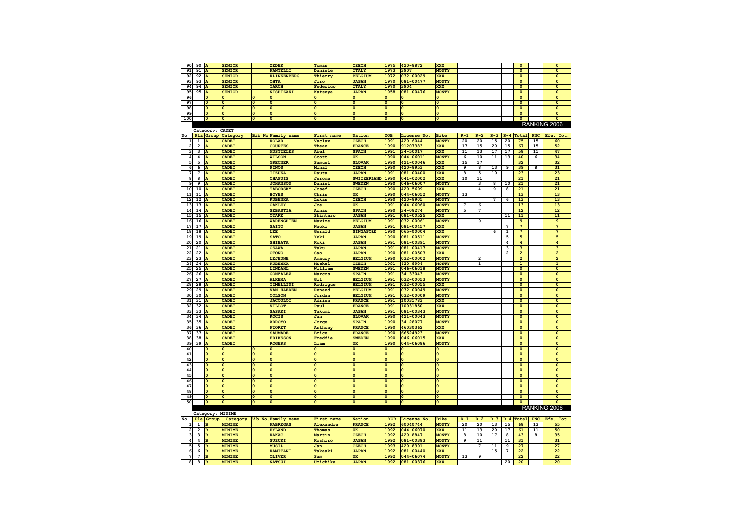| No | Pla | Group | Category | Bib No | Family name | First name | Nation | YOB | License No. | Bike | R-1 | R-2 | R-3 | R-4 | Total | PNC | Efe. Tot. |
|---|---|---|---|---|---|---|---|---|---|---|---|---|---|---|---|---|---|
| 90 | 90 | A | SENIOR | | ZEDEK | Tomas | CZECH | 1975 | 420-8872 | XXX | | | | | 0 | | 0 |
| 91 | 91 | A | SENIOR | | FANTELLI | Daniele | ITALY | 1973 | 3907 | MONTY | | | | | 0 | | 0 |
| 92 | 92 | A | SENIOR | | KLINKENBERG | Thierry | BELGIUM | 1972 | 032-00029 | XXX | | | | | 0 | | 0 |
| 93 | 93 | A | SENIOR | | OHTA | Jiro | JAPAN | 1970 | 081-00477 | MONTY | | | | | 0 | | 0 |
| 94 | 94 | A | SENIOR | | TARCH | Federico | ITALY | 1970 | 3904 | XXX | | | | | 0 | | 0 |
| 95 | 95 | A | SENIOR | | NISHIZAKI | Katsuya | JAPAN | 1958 | 081-00476 | MONTY | | | | | 0 | | 0 |
| 96 | | 0 | 0 | 0 | 0 | 0 | 0 | 0 | 0 | 0 | | | | | 0 | | 0 |
| 97 | | 0 | 0 | 0 | 0 | 0 | 0 | 0 | 0 | 0 | | | | | 0 | | 0 |
| 98 | | 0 | 0 | 0 | 0 | 0 | 0 | 0 | 0 | 0 | | | | | 0 | | 0 |
| 99 | | 0 | 0 | 0 | 0 | 0 | 0 | 0 | 0 | 0 | | | | | 0 | | 0 |
| 100 | | 0 | 0 | 0 | 0 | 0 | 0 | 0 | 0 | 0 | | | | | 0 | | 0 |

RANKING 2006

Category: CADET

| No | Pla | Group | Category | Bib No | Family name | First name | Nation | YOB | License No. | Bike | R-1 | R-2 | R-3 | R-4 | Total | PNC | Efe. Tot. |
|---|---|---|---|---|---|---|---|---|---|---|---|---|---|---|---|---|---|
| 1 | 1 | A | CADET | | KOLAR | Vaclav | CZECH | 1991 | 420-6044 | MONTY | 20 | 20 | 15 | 20 | 75 | 15 | 60 |
| 2 | 2 | A | CADET | | COURTES | Theau | FRANCE | 1990 | 91207383 | XXX | 17 | 15 | 20 | 15 | 67 | 15 | 52 |
| 3 | 3 | A | CADET | | MUSTIELES | Abel | SPAIN | 1991 | 34-50017 | XXX | 11 | 13 | 17 | 17 | 58 | 11 | 47 |
| 4 | 4 | A | CADET | | WILSON | Scott | UK | 1990 | 044-06011 | MONTY | 6 | 10 | 11 | 13 | 40 | 6 | 34 |
| 5 | 5 | A | CADET | | GRECNER | Samuel | SLOVAK | 1990 | 421-00046 | XXX | 15 | 17 | | | 32 | | 32 |
| 6 | 6 | A | CADET | | PINOS | Mihal | CZECH | 1990 | 420-8953 | XXX | 9 | 8 | 13 | 9 | 39 | 8 | 31 |
| 7 | 7 | A | CADET | | IIZUKA | Ryuta | JAPAN | 1991 | 081-00400 | XXX | 8 | 5 | 10 | | 23 | | 23 |
| 8 | 8 | A | CADET | | CHAPUIS | Jerome | SWITZERLAND | 1990 | 041-02002 | XXX | 10 | 11 | | | 21 | | 21 |
| 9 | 9 | A | CADET | | JOHANSON | Daniel | SWEDEN | 1990 | 046-06007 | MONTY | | 3 | 8 | 10 | 21 | | 21 |
| 10 | 10 | A | CADET | | TABORSKY | Josef | CZECH | 1990 | 420-5699 | XXX | | 4 | 9 | 8 | 21 | | 21 |
| 11 | 11 | A | CADET | | BOYES | Chris | UK | 1990 | 044-06052 | MONTY | 13 | | | | 13 | | 13 |
| 12 | 12 | A | CADET | | KUBENKA | Lukas | CZECH | 1990 | 420-8905 | MONTY | | | 7 | 6 | 13 | | 13 |
| 13 | 13 | A | CADET | | OAKLEY | Joe | UK | 1991 | 044-06060 | MONTY | 7 | 6 | | | 13 | | 13 |
| 14 | 14 | A | CADET | | SEBASTIA | Arnau | SPAIN | 1990 | 34-08274 | MONTY | 5 | 7 | | | 12 | | 12 |
| 15 | 15 | A | CADET | | OTAKE | Shintaro | JAPAN | 1991 | 081-00525 | XXX | | | | 11 | 11 | | 11 |
| 16 | 16 | A | CADET | | WARENGHIEN | Maxime | BELGIUM | 1991 | 032-00061 | MONTY | | 9 | | | 9 | | 9 |
| 17 | 17 | A | CADET | | SAITO | Naoki | JAPAN | 1991 | 081-00457 | XXX | | | | 7 | 7 | | 7 |
| 18 | 18 | A | CADET | | LEE | Gerald | SINGAPORE | 1990 | 065-00004 | XXX | | | 6 | 1 | 7 | | 7 |
| 19 | 19 | A | CADET | | SATO | Yuki | JAPAN | 1990 | 081-00511 | MONTY | | | | 5 | 5 | | 5 |
| 20 | 20 | A | CADET | | SHIBATA | Koki | JAPAN | 1991 | 081-00391 | MONTY | | | | 4 | 4 | | 4 |
| 21 | 21 | A | CADET | | OSAWA | Taku | JAPAN | 1991 | 081-00417 | MONTY | | | | 3 | 3 | | 3 |
| 22 | 22 | A | CADET | | OTONO | Syo | JAPAN | 1990 | 081-00503 | XXX | | | | 2 | 2 | | 2 |
| 23 | 23 | A | CADET | | LEJEUNE | Amaury | BELGIUM | 1990 | 032-00002 | MONTY | | 2 | | | 2 | | 2 |
| 24 | 24 | A | CADET | | KUBENKA | Michal | CZECH | 1991 | 420-8904 | MONTY | | 1 | | | 1 | | 1 |
| 25 | 25 | A | CADET | | LINDAHL | William | SWEDEN | 1991 | 046-06018 | MONTY | | | | | 0 | | 0 |
| 26 | 26 | A | CADET | | GONZALEZ | Marcos | SPAIN | 1991 | 34-33043 | MONTY | | | | | 0 | | 0 |
| 27 | 27 | A | CADET | | ALKEMA | Gil | BELGIUM | 1991 | 032-00053 | MONTY | | | | | 0 | | 0 |
| 28 | 28 | A | CADET | | TIMELLINI | Rodrigue | BELGIUM | 1991 | 032-00055 | XXX | | | | | 0 | | 0 |
| 29 | 29 | A | CADET | | VAN HAEREN | Renaud | BELGIUM | 1991 | 032-00049 | MONTY | | | | | 0 | | 0 |
| 30 | 30 | A | CADET | | COLSON | Jordan | BELGIUM | 1991 | 032-00009 | MONTY | | | | | 0 | | 0 |
| 31 | 31 | A | CADET | | JACOULOT | Adrien | FRANCE | 1991 | 10031783 | XXX | | | | | 0 | | 0 |
| 32 | 32 | A | CADET | | VILLOT | Paul | FRANCE | 1991 | 10031850 | XXX | | | | | 0 | | 0 |
| 33 | 33 | A | CADET | | SASAKI | Takumi | JAPAN | 1991 | 081-00343 | MONTY | | | | | 0 | | 0 |
| 34 | 34 | A | CADET | | KOCIS | Jan | SLOVAK | 1990 | 421-00043 | MONTY | | | | | 0 | | 0 |
| 35 | 35 | A | CADET | | ARROYO | Jorge | SPAIN | 1990 | 34-28077 | MONTY | | | | | 0 | | 0 |
| 36 | 36 | A | CADET | | FIORET | Anthony | FRANCE | 1990 | 46030362 | XXX | | | | | 0 | | 0 |
| 37 | 37 | A | CADET | | SAUMADE | Brice | FRANCE | 1990 | 66524923 | MONTY | | | | | 0 | | 0 |
| 38 | 38 | A | CADET | | ERIKSSON | Freddie | SWEDEN | 1990 | 046-06015 | XXX | | | | | 0 | | 0 |
| 39 | 39 | A | CADET | | ROGERS | Liam | UK | 1990 | 044-06086 | MONTY | | | | | 0 | | 0 |
| 40 | | 0 | 0 | 0 | 0 | 0 | 0 | 0 | 0 | 0 | | | | | 0 | | 0 |
| 41 | | 0 | 0 | 0 | 0 | 0 | 0 | 0 | 0 | 0 | | | | | 0 | | 0 |
| 42 | | 0 | 0 | 0 | 0 | 0 | 0 | 0 | 0 | 0 | | | | | 0 | | 0 |
| 43 | | 0 | 0 | 0 | 0 | 0 | 0 | 0 | 0 | 0 | | | | | 0 | | 0 |
| 44 | | 0 | 0 | 0 | 0 | 0 | 0 | 0 | 0 | 0 | | | | | 0 | | 0 |
| 45 | | 0 | 0 | 0 | 0 | 0 | 0 | 0 | 0 | 0 | | | | | 0 | | 0 |
| 46 | | 0 | 0 | 0 | 0 | 0 | 0 | 0 | 0 | 0 | | | | | 0 | | 0 |
| 47 | | 0 | 0 | 0 | 0 | 0 | 0 | 0 | 0 | 0 | | | | | 0 | | 0 |
| 48 | | 0 | 0 | 0 | 0 | 0 | 0 | 0 | 0 | 0 | | | | | 0 | | 0 |
| 49 | | 0 | 0 | 0 | 0 | 0 | 0 | 0 | 0 | 0 | | | | | 0 | | 0 |
| 50 | | 0 | 0 | 0 | 0 | 0 | 0 | 0 | 0 | 0 | | | | | 0 | | 0 |

RANKING 2006

Category: MINIME

| No | Pla | Group | Category | Bib No | Family name | First name | Nation | YOB | License No. | Bike | R-1 | R-2 | R-3 | R-4 | Total | PNC | Efe. Tot. |
|---|---|---|---|---|---|---|---|---|---|---|---|---|---|---|---|---|---|
| 1 | 1 | B | MINIME | | FABREGAS | Alexandre | FRANCE | 1992 | 60040744 | MONTY | 20 | 20 | 13 | 15 | 68 | 13 | 55 |
| 2 | 2 | B | MINIME | | HYLAND | Thomas | UK | 1992 | 044-06070 | XXX | 11 | 13 | 20 | 17 | 61 | 11 | 50 |
| 3 | 3 | B | MINIME | | KAKAC | Martin | CZECH | 1992 | 420-8847 | MONTY | 8 | 10 | 17 | 8 | 43 | 8 | 35 |
| 4 | 4 | B | MINIME | | SUZUKI | Koshiro | JAPAN | 1992 | 081-00383 | MONTY | 9 | 11 | | 11 | 31 | | 31 |
| 5 | 5 | B | MINIME | | MUSIL | Jan | CZECH | 1993 | 420-8391 | MONTY | | 7 | 11 | 9 | 27 | | 27 |
| 6 | 6 | B | MINIME | | KAMITANI | Takaaki | JAPAN | 1992 | 081-00440 | XXX | | | 15 | 7 | 22 | | 22 |
| 7 | 7 | B | MINIME | | OLIVER | Sam | UK | 1992 | 044-06074 | MONTY | 13 | 9 | | | 22 | | 22 |
| 8 | 8 | B | MINIME | | NATSUI | Umichika | JAPAN | 1992 | 081-00376 | XXX | | | | 20 | 20 | | 20 |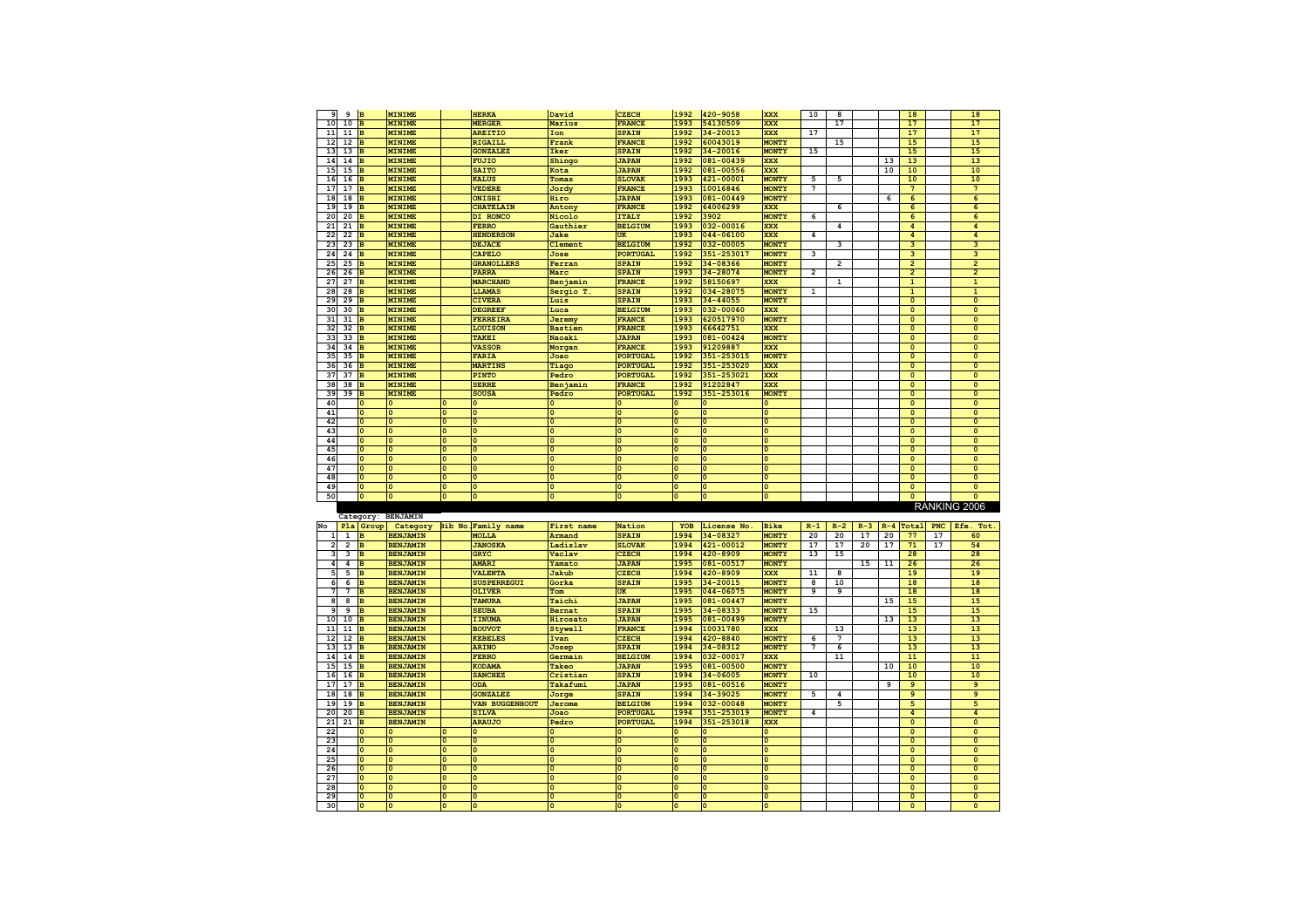| | | | | | | | | | | | | | | | | | |
|---|---|---|---|---|---|---|---|---|---|---|---|---|---|---|---|---|---|
| 9 | 9 | B | MINIME | | HERKA | David | CZECH | 1992 | 420-9058 | XXX | 10 | 8 | | | 18 | | 18 |
| 10 | 10 | B | MINIME | | MERGER | Marius | FRANCE | 1993 | 54130509 | XXX | | 17 | | | 17 | | 17 |
| 11 | 11 | B | MINIME | | AREITIO | Ion | SPAIN | 1992 | 34-20013 | XXX | 17 | | | | 17 | | 17 |
| 12 | 12 | B | MINIME | | RIGAILL | Frank | FRANCE | 1992 | 60043019 | MONTY | | 15 | | | 15 | | 15 |
| 13 | 13 | B | MINIME | | GONZALEZ | Iker | SPAIN | 1992 | 34-20016 | MONTY | 15 | | | | 15 | | 15 |
| 14 | 14 | B | MINIME | | FUJIO | Shingo | JAPAN | 1992 | 081-00439 | XXX | | | | 13 | 13 | | 13 |
| 15 | 15 | B | MINIME | | SAITO | Kota | JAPAN | 1992 | 081-00556 | XXX | | | | 10 | 10 | | 10 |
| 16 | 16 | B | MINIME | | KALUS | Tomas | SLOVAK | 1993 | 421-00001 | MONTY | 5 | 5 | | | 10 | | 10 |
| 17 | 17 | B | MINIME | | VEDERE | Jordy | FRANCE | 1993 | 10016846 | MONTY | 7 | | | | 7 | | 7 |
| 18 | 18 | B | MINIME | | ONISHI | Hiro | JAPAN | 1993 | 081-00449 | MONTY | | | | 6 | 6 | | 6 |
| 19 | 19 | B | MINIME | | CHATELAIN | Antony | FRANCE | 1992 | 64006299 | XXX | | 6 | | | 6 | | 6 |
| 20 | 20 | B | MINIME | | DI RONCO | Nicolo | ITALY | 1992 | 3902 | MONTY | 6 | | | | 6 | | 6 |
| 21 | 21 | B | MINIME | | FERRO | Gauthier | BELGIUM | 1993 | 032-00016 | XXX | | 4 | | | 4 | | 4 |
| 22 | 22 | B | MINIME | | HENDERSON | Jake | UK | 1993 | 044-06100 | XXX | 4 | | | | 4 | | 4 |
| 23 | 23 | B | MINIME | | DEJACE | Clement | BELGIUM | 1992 | 032-00005 | MONTY | | 3 | | | 3 | | 3 |
| 24 | 24 | B | MINIME | | CAPELO | Jose | PORTUGAL | 1992 | 351-253017 | MONTY | 3 | | | | 3 | | 3 |
| 25 | 25 | B | MINIME | | GRANOLLERS | Ferran | SPAIN | 1992 | 34-08366 | MONTY | | 2 | | | 2 | | 2 |
| 26 | 26 | B | MINIME | | PARRA | Marc | SPAIN | 1993 | 34-28074 | MONTY | 2 | | | | 2 | | 2 |
| 27 | 27 | B | MINIME | | MARCHAND | Benjamin | FRANCE | 1992 | 58150697 | XXX | | 1 | | | 1 | | 1 |
| 28 | 28 | B | MINIME | | LLAMAS | Sergio T. | SPAIN | 1992 | 034-28075 | MONTY | 1 | | | | 1 | | 1 |
| 29 | 29 | B | MINIME | | CIVERA | Luis | SPAIN | 1993 | 34-44055 | MONTY | | | | | 0 | | 0 |
| 30 | 30 | B | MINIME | | DEGREEF | Luca | BELGIUM | 1993 | 032-00060 | XXX | | | | | 0 | | 0 |
| 31 | 31 | B | MINIME | | FERREIRA | Jeremy | FRANCE | 1993 | 620517970 | MONTY | | | | | 0 | | 0 |
| 32 | 32 | B | MINIME | | LOUISON | Bastien | FRANCE | 1993 | 66642751 | XXX | | | | | 0 | | 0 |
| 33 | 33 | B | MINIME | | TAKEI | Naoaki | JAPAN | 1993 | 081-00424 | MONTY | | | | | 0 | | 0 |
| 34 | 34 | B | MINIME | | VASSOR | Morgan | FRANCE | 1993 | 91209887 | XXX | | | | | 0 | | 0 |
| 35 | 35 | B | MINIME | | FARIA | Joao | PORTUGAL | 1992 | 351-253015 | MONTY | | | | | 0 | | 0 |
| 36 | 36 | B | MINIME | | MARTINS | Tiago | PORTUGAL | 1992 | 351-253020 | XXX | | | | | 0 | | 0 |
| 37 | 37 | B | MINIME | | PINTO | Pedro | PORTUGAL | 1992 | 351-253021 | XXX | | | | | 0 | | 0 |
| 38 | 38 | B | MINIME | | SERRE | Benjamin | FRANCE | 1992 | 91202847 | XXX | | | | | 0 | | 0 |
| 39 | 39 | B | MINIME | | SOUSA | Pedro | PORTUGAL | 1992 | 351-253016 | MONTY | | | | | 0 | | 0 |
| 40 | | 0 | 0 | 0 | 0 | 0 | 0 | 0 | 0 | 0 | | | | | 0 | | 0 |
| 41 | | 0 | 0 | 0 | 0 | 0 | 0 | 0 | 0 | 0 | | | | | 0 | | 0 |
| 42 | | 0 | 0 | 0 | 0 | 0 | 0 | 0 | 0 | 0 | | | | | 0 | | 0 |
| 43 | | 0 | 0 | 0 | 0 | 0 | 0 | 0 | 0 | 0 | | | | | 0 | | 0 |
| 44 | | 0 | 0 | 0 | 0 | 0 | 0 | 0 | 0 | 0 | | | | | 0 | | 0 |
| 45 | | 0 | 0 | 0 | 0 | 0 | 0 | 0 | 0 | 0 | | | | | 0 | | 0 |
| 46 | | 0 | 0 | 0 | 0 | 0 | 0 | 0 | 0 | 0 | | | | | 0 | | 0 |
| 47 | | 0 | 0 | 0 | 0 | 0 | 0 | 0 | 0 | 0 | | | | | 0 | | 0 |
| 48 | | 0 | 0 | 0 | 0 | 0 | 0 | 0 | 0 | 0 | | | | | 0 | | 0 |
| 49 | | 0 | 0 | 0 | 0 | 0 | 0 | 0 | 0 | 0 | | | | | 0 | | 0 |
| 50 | | 0 | 0 | 0 | 0 | 0 | 0 | 0 | 0 | 0 | | | | | 0 | | 0 |

RANKING 2006

Category: BENJAMIN

| No | Pla | Group | Category | Bib No | Family name | First name | Nation | YOB | License No. | Bike | R-1 | R-2 | R-3 | R-4 | Total | PNC | Efe. Tot. |
|---|---|---|---|---|---|---|---|---|---|---|---|---|---|---|---|---|---|
| 1 | 1 | B | BENJAMIN | | MOLLA | Armand | SPAIN | 1994 | 34-08327 | MONTY | 20 | 20 | 17 | 20 | 77 | 17 | 60 |
| 2 | 2 | B | BENJAMIN | | JANOSKA | Ladislav | SLOVAK | 1994 | 421-00012 | MONTY | 17 | 17 | 20 | 17 | 71 | 17 | 54 |
| 3 | 3 | B | BENJAMIN | | GRYC | Vaclav | CZECH | 1994 | 420-8909 | MONTY | 13 | 15 | | | 28 | | 28 |
| 4 | 4 | B | BENJAMIN | | AMARI | Yamato | JAPAN | 1995 | 081-00517 | MONTY | | | 15 | 11 | 26 | | 26 |
| 5 | 5 | B | BENJAMIN | | VALENTA | Jakub | CZECH | 1994 | 420-8909 | XXX | 11 | 8 | | | 19 | | 19 |
| 6 | 6 | B | BENJAMIN | | SUSPERREGUI | Gorka | SPAIN | 1995 | 34-20015 | MONTY | 8 | 10 | | | 18 | | 18 |
| 7 | 7 | B | BENJAMIN | | OLIVER | Tom | UK | 1995 | 044-06075 | MONTY | 9 | 9 | | | 18 | | 18 |
| 8 | 8 | B | BENJAMIN | | TAMURA | Taichi | JAPAN | 1995 | 081-00447 | MONTY | | | | 15 | 15 | | 15 |
| 9 | 9 | B | BENJAMIN | | SEUBA | Bernat | SPAIN | 1995 | 34-08333 | MONTY | 15 | | | | 15 | | 15 |
| 10 | 10 | B | BENJAMIN | | IINUMA | Hirosato | JAPAN | 1995 | 081-00499 | MONTY | | | | 13 | 13 | | 13 |
| 11 | 11 | B | BENJAMIN | | BOUVOT | Stywell | FRANCE | 1994 | 10031780 | XXX | | 13 | | | 13 | | 13 |
| 12 | 12 | B | BENJAMIN | | KEBELES | Ivan | CZECH | 1994 | 420-8840 | MONTY | 6 | 7 | | | 13 | | 13 |
| 13 | 13 | B | BENJAMIN | | ARINO | Josep | SPAIN | 1994 | 34-08312 | MONTY | 7 | 6 | | | 13 | | 13 |
| 14 | 14 | B | BENJAMIN | | FERRO | Germain | BELGIUM | 1994 | 032-00017 | XXX | | 11 | | | 11 | | 11 |
| 15 | 15 | B | BENJAMIN | | KODAMA | Takeo | JAPAN | 1995 | 081-00500 | MONTY | | | | 10 | 10 | | 10 |
| 16 | 16 | B | BENJAMIN | | SANCHEZ | Cristian | SPAIN | 1994 | 34-06005 | MONTY | 10 | | | | 10 | | 10 |
| 17 | 17 | B | BENJAMIN | | ODA | Takafumi | JAPAN | 1995 | 081-00516 | MONTY | | | | 9 | 9 | | 9 |
| 18 | 18 | B | BENJAMIN | | GONZALEZ | Jorge | SPAIN | 1994 | 34-39025 | MONTY | 5 | 4 | | | 9 | | 9 |
| 19 | 19 | B | BENJAMIN | | VAN BUGGENHOUT | Jerome | BELGIUM | 1994 | 032-00048 | MONTY | | 5 | | | 5 | | 5 |
| 20 | 20 | B | BENJAMIN | | SILVA | Joao | PORTUGAL | 1994 | 351-253019 | MONTY | 4 | | | | 4 | | 4 |
| 21 | 21 | B | BENJAMIN | | ARAUJO | Pedro | PORTUGAL | 1994 | 351-253018 | XXX | | | | | 0 | | 0 |
| 22 | | 0 | 0 | 0 | 0 | 0 | 0 | 0 | 0 | 0 | | | | | 0 | | 0 |
| 23 | | 0 | 0 | 0 | 0 | 0 | 0 | 0 | 0 | 0 | | | | | 0 | | 0 |
| 24 | | 0 | 0 | 0 | 0 | 0 | 0 | 0 | 0 | 0 | | | | | 0 | | 0 |
| 25 | | 0 | 0 | 0 | 0 | 0 | 0 | 0 | 0 | 0 | | | | | 0 | | 0 |
| 26 | | 0 | 0 | 0 | 0 | 0 | 0 | 0 | 0 | 0 | | | | | 0 | | 0 |
| 27 | | 0 | 0 | 0 | 0 | 0 | 0 | 0 | 0 | 0 | | | | | 0 | | 0 |
| 28 | | 0 | 0 | 0 | 0 | 0 | 0 | 0 | 0 | 0 | | | | | 0 | | 0 |
| 29 | | 0 | 0 | 0 | 0 | 0 | 0 | 0 | 0 | 0 | | | | | 0 | | 0 |
| 30 | | 0 | 0 | 0 | 0 | 0 | 0 | 0 | 0 | 0 | | | | | 0 | | 0 |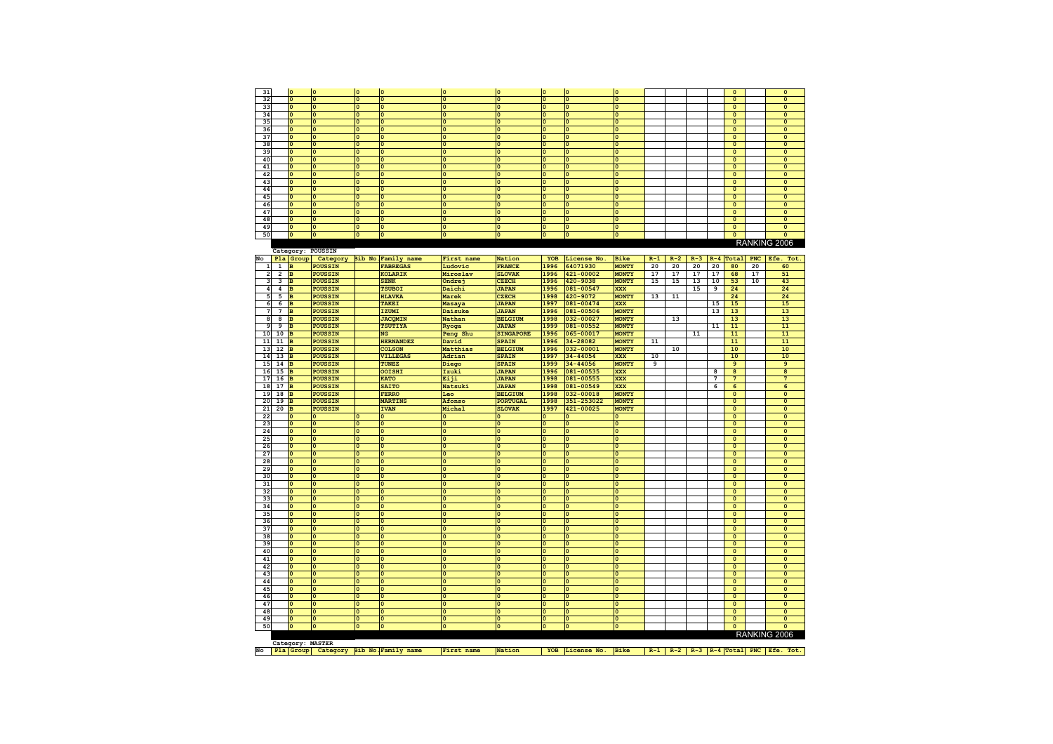| No | Pla | Group | Category | Bib No. | Family name | First name | Nation | YOB | License No. | Bike | R-1 | R-2 | R-3 | R-4 | Total | PNC | Efe. Tot. |
|---|---|---|---|---|---|---|---|---|---|---|---|---|---|---|---|---|---|
| 31 | | 0 | 0 | 0 | 0 | 0 | 0 | 0 | 0 | 0 | | | | | 0 | | 0 |
| 32 | | 0 | 0 | 0 | 0 | 0 | 0 | 0 | 0 | 0 | | | | | 0 | | 0 |
| 33 | | 0 | 0 | 0 | 0 | 0 | 0 | 0 | 0 | 0 | | | | | 0 | | 0 |
| 34 | | 0 | 0 | 0 | 0 | 0 | 0 | 0 | 0 | 0 | | | | | 0 | | 0 |
| 35 | | 0 | 0 | 0 | 0 | 0 | 0 | 0 | 0 | 0 | | | | | 0 | | 0 |
| 36 | | 0 | 0 | 0 | 0 | 0 | 0 | 0 | 0 | 0 | | | | | 0 | | 0 |
| 37 | | 0 | 0 | 0 | 0 | 0 | 0 | 0 | 0 | 0 | | | | | 0 | | 0 |
| 38 | | 0 | 0 | 0 | 0 | 0 | 0 | 0 | 0 | 0 | | | | | 0 | | 0 |
| 39 | | 0 | 0 | 0 | 0 | 0 | 0 | 0 | 0 | 0 | | | | | 0 | | 0 |
| 40 | | 0 | 0 | 0 | 0 | 0 | 0 | 0 | 0 | 0 | | | | | 0 | | 0 |
| 41 | | 0 | 0 | 0 | 0 | 0 | 0 | 0 | 0 | 0 | | | | | 0 | | 0 |
| 42 | | 0 | 0 | 0 | 0 | 0 | 0 | 0 | 0 | 0 | | | | | 0 | | 0 |
| 43 | | 0 | 0 | 0 | 0 | 0 | 0 | 0 | 0 | 0 | | | | | 0 | | 0 |
| 44 | | 0 | 0 | 0 | 0 | 0 | 0 | 0 | 0 | 0 | | | | | 0 | | 0 |
| 45 | | 0 | 0 | 0 | 0 | 0 | 0 | 0 | 0 | 0 | | | | | 0 | | 0 |
| 46 | | 0 | 0 | 0 | 0 | 0 | 0 | 0 | 0 | 0 | | | | | 0 | | 0 |
| 47 | | 0 | 0 | 0 | 0 | 0 | 0 | 0 | 0 | 0 | | | | | 0 | | 0 |
| 48 | | 0 | 0 | 0 | 0 | 0 | 0 | 0 | 0 | 0 | | | | | 0 | | 0 |
| 49 | | 0 | 0 | 0 | 0 | 0 | 0 | 0 | 0 | 0 | | | | | 0 | | 0 |
| 50 | | 0 | 0 | 0 | 0 | 0 | 0 | 0 | 0 | 0 | | | | | 0 | | 0 |

RANKING 2006

Category: POUSSIN

| No | Pla | Group | Category | Bib No. | Family name | First name | Nation | YOB | License No. | Bike | R-1 | R-2 | R-3 | R-4 | Total | PNC | Efe. Tot. |
|---|---|---|---|---|---|---|---|---|---|---|---|---|---|---|---|---|---|
| 1 | 1 | B | POUSSIN | | FABREGAS | Ludovic | FRANCE | 1996 | 64071930 | MONTY | 20 | 20 | 20 | 20 | 80 | 20 | 60 |
| 2 | 2 | B | POUSSIN | | KOLARIK | Miroslav | SLOVAK | 1996 | 421-00002 | MONTY | 17 | 17 | 17 | 17 | 68 | 17 | 51 |
| 3 | 3 | B | POUSSIN | | SENK | Ondrej | CZECH | 1996 | 420-9038 | MONTY | 15 | 15 | 13 | 10 | 53 | 10 | 43 |
| 4 | 4 | B | POUSSIN | | TSUBOI | Daichi | JAPAN | 1996 | 081-00547 | XXX | | | 15 | 9 | 24 | | 24 |
| 5 | 5 | B | POUSSIN | | HLAVKA | Marek | CZECH | 1998 | 420-9072 | MONTY | 13 | 11 | | | 24 | | 24 |
| 6 | 6 | B | POUSSIN | | TAKEI | Masaya | JAPAN | 1997 | 081-00474 | XXX | | | | 15 | 15 | | 15 |
| 7 | 7 | B | POUSSIN | | IZUMI | Daisuke | JAPAN | 1996 | 081-00506 | MONTY | | | | 13 | 13 | | 13 |
| 8 | 8 | B | POUSSIN | | JACQMIN | Nathan | BELGIUM | 1998 | 032-00027 | MONTY | | 13 | | | 13 | | 13 |
| 9 | 9 | B | POUSSIN | | TSUTIYA | Ryoga | JAPAN | 1999 | 081-00552 | MONTY | | | | 11 | 11 | | 11 |
| 10 | 10 | B | POUSSIN | | NG | Peng Shu | SINGAPORE | 1996 | 065-00017 | MONTY | | | 11 | | 11 | | 11 |
| 11 | 11 | B | POUSSIN | | HERNANDEZ | David | SPAIN | 1996 | 34-28082 | MONTY | 11 | | | | 11 | | 11 |
| 13 | 12 | B | POUSSIN | | COLSON | Matthias | BELGIUM | 1996 | 032-00001 | MONTY | | 10 | | | 10 | | 10 |
| 14 | 13 | B | POUSSIN | | VILLEGAS | Adrian | SPAIN | 1997 | 34-44054 | XXX | 10 | | | | 10 | | 10 |
| 15 | 14 | B | POUSSIN | | TUNEZ | Diego | SPAIN | 1999 | 34-44056 | MONTY | 9 | | | | 9 | | 9 |
| 16 | 15 | B | POUSSIN | | OOISHI | Izuki | JAPAN | 1996 | 081-00535 | XXX | | | | 8 | 8 | | 8 |
| 17 | 16 | B | POUSSIN | | KATO | Eiji | JAPAN | 1998 | 081-00555 | XXX | | | | 7 | 7 | | 7 |
| 18 | 17 | B | POUSSIN | | SAITO | Natsuki | JAPAN | 1998 | 081-00549 | XXX | | | | 6 | 6 | | 6 |
| 19 | 18 | B | POUSSIN | | FERRO | Leo | BELGIUM | 1998 | 032-00018 | MONTY | | | | | 0 | | 0 |
| 20 | 19 | B | POUSSIN | | MARTINS | Afonso | PORTUGAL | 1998 | 351-253022 | MONTY | | | | | 0 | | 0 |
| 21 | 20 | B | POUSSIN | | IVAN | Michal | SLOVAK | 1997 | 421-00025 | MONTY | | | | | 0 | | 0 |
| 22 | | 0 | 0 | 0 | 0 | 0 | 0 | 0 | 0 | 0 | | | | | 0 | | 0 |
| 23 | | 0 | 0 | 0 | 0 | 0 | 0 | 0 | 0 | 0 | | | | | 0 | | 0 |
| 24 | | 0 | 0 | 0 | 0 | 0 | 0 | 0 | 0 | 0 | | | | | 0 | | 0 |
| 25 | | 0 | 0 | 0 | 0 | 0 | 0 | 0 | 0 | 0 | | | | | 0 | | 0 |
| 26 | | 0 | 0 | 0 | 0 | 0 | 0 | 0 | 0 | 0 | | | | | 0 | | 0 |
| 27 | | 0 | 0 | 0 | 0 | 0 | 0 | 0 | 0 | 0 | | | | | 0 | | 0 |
| 28 | | 0 | 0 | 0 | 0 | 0 | 0 | 0 | 0 | 0 | | | | | 0 | | 0 |
| 29 | | 0 | 0 | 0 | 0 | 0 | 0 | 0 | 0 | 0 | | | | | 0 | | 0 |
| 30 | | 0 | 0 | 0 | 0 | 0 | 0 | 0 | 0 | 0 | | | | | 0 | | 0 |
| 31 | | 0 | 0 | 0 | 0 | 0 | 0 | 0 | 0 | 0 | | | | | 0 | | 0 |
| 32 | | 0 | 0 | 0 | 0 | 0 | 0 | 0 | 0 | 0 | | | | | 0 | | 0 |
| 33 | | 0 | 0 | 0 | 0 | 0 | 0 | 0 | 0 | 0 | | | | | 0 | | 0 |
| 34 | | 0 | 0 | 0 | 0 | 0 | 0 | 0 | 0 | 0 | | | | | 0 | | 0 |
| 35 | | 0 | 0 | 0 | 0 | 0 | 0 | 0 | 0 | 0 | | | | | 0 | | 0 |
| 36 | | 0 | 0 | 0 | 0 | 0 | 0 | 0 | 0 | 0 | | | | | 0 | | 0 |
| 37 | | 0 | 0 | 0 | 0 | 0 | 0 | 0 | 0 | 0 | | | | | 0 | | 0 |
| 38 | | 0 | 0 | 0 | 0 | 0 | 0 | 0 | 0 | 0 | | | | | 0 | | 0 |
| 39 | | 0 | 0 | 0 | 0 | 0 | 0 | 0 | 0 | 0 | | | | | 0 | | 0 |
| 40 | | 0 | 0 | 0 | 0 | 0 | 0 | 0 | 0 | 0 | | | | | 0 | | 0 |
| 41 | | 0 | 0 | 0 | 0 | 0 | 0 | 0 | 0 | 0 | | | | | 0 | | 0 |
| 42 | | 0 | 0 | 0 | 0 | 0 | 0 | 0 | 0 | 0 | | | | | 0 | | 0 |
| 43 | | 0 | 0 | 0 | 0 | 0 | 0 | 0 | 0 | 0 | | | | | 0 | | 0 |
| 44 | | 0 | 0 | 0 | 0 | 0 | 0 | 0 | 0 | 0 | | | | | 0 | | 0 |
| 45 | | 0 | 0 | 0 | 0 | 0 | 0 | 0 | 0 | 0 | | | | | 0 | | 0 |
| 46 | | 0 | 0 | 0 | 0 | 0 | 0 | 0 | 0 | 0 | | | | | 0 | | 0 |
| 47 | | 0 | 0 | 0 | 0 | 0 | 0 | 0 | 0 | 0 | | | | | 0 | | 0 |
| 48 | | 0 | 0 | 0 | 0 | 0 | 0 | 0 | 0 | 0 | | | | | 0 | | 0 |
| 49 | | 0 | 0 | 0 | 0 | 0 | 0 | 0 | 0 | 0 | | | | | 0 | | 0 |
| 50 | | 0 | 0 | 0 | 0 | 0 | 0 | 0 | 0 | 0 | | | | | 0 | | 0 |

RANKING 2006

Category: MASTER

| No | Pla | Group | Category | Bib No. | Family name | First name | Nation | YOB | License No. | Bike | R-1 | R-2 | R-3 | R-4 | Total | PNC | Efe. Tot. |
|---|---|---|---|---|---|---|---|---|---|---|---|---|---|---|---|---|---|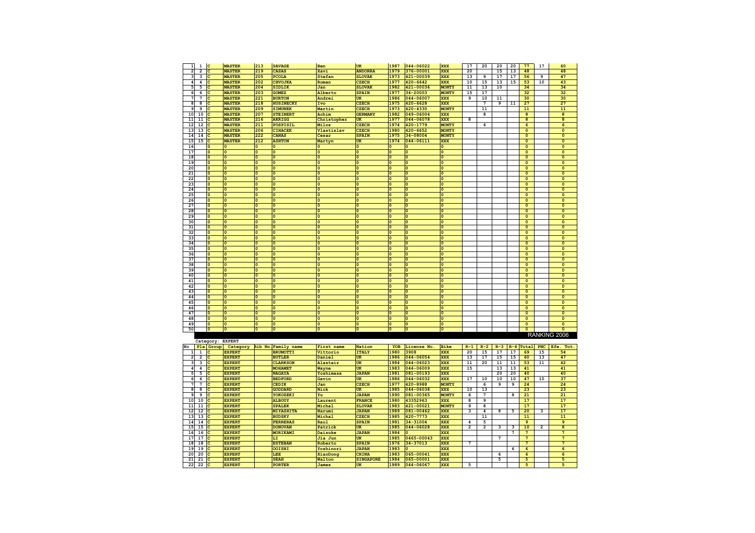| | | | | | | | | | | | | | | | | | |
|---|---|---|---|---|---|---|---|---|---|---|---|---|---|---|---|---|---|
| 1 | 1 | C | MASTER | 213 | SAVAGE | Ben | UK | 1987 | 044-06022 | XXX | 17 | 20 | 20 | 20 | 77 | 17 | 60 |
| 2 | 2 | C | MASTER | 219 | CASAS | Xavi | ANDORRA | 1979 | 376-00001 | XXX | 20 | | 15 | 13 | 48 | | 48 |
| 3 | 3 | C | MASTER | 205 | PCOLA | Stefan | SLOVAK | 1973 | 421-00039 | XXX | 13 | 9 | 17 | 17 | 56 | 9 | 47 |
| 4 | 4 | C | MASTER | 202 | CHVOJKA | Roman | CZECH | 1977 | 420-6642 | XXX | 10 | 15 | 13 | 15 | 53 | 10 | 43 |
| 5 | 5 | C | MASTER | 204 | SIDLIK | Jan | SLOVAK | 1982 | 421-00036 | MONTY | 11 | 13 | 10 | | 34 | | 34 |
| 6 | 6 | C | MASTER | 203 | GOMEZ | Alberto | SPAIN | 1977 | 34-20003 | MONTY | 15 | 17 | | | 32 | | 32 |
| 7 | 7 | C | MASTER | 221 | BURTON | Andrei | UK | 1986 | 044-06007 | XXX | 9 | 10 | 11 | | 30 | | 30 |
| 8 | 8 | C | MASTER | 218 | HUSINECKY | Ivo | CZECH | 1975 | 420-6628 | XXX | | 7 | 9 | 11 | 27 | | 27 |
| 9 | 9 | C | MASTER | 209 | SIMUNEK | Martin | CZECH | 1973 | 420-4330 | MONTY | | 11 | | | 11 | | 11 |
| 10 | 10 | C | MASTER | 207 | STEINERT | Achim | GERMANY | 1982 | 049-06004 | XXX | | 8 | | | 8 | | 8 |
| 11 | 11 | C | MASTER | 216 | AKRIGG | Christopher | UK | 1977 | 044-06078 | XXX | 8 | | | | 8 | | 8 |
| 12 | 12 | C | MASTER | 211 | POSPISIL | Milos | CZECH | 1974 | 420-1779 | MONTY | | 6 | | | 6 | | 6 |
| 13 | 13 | C | MASTER | 206 | CIHACEK | Vlastislav | CZECH | 1980 | 420-6652 | MONTY | | | | | 0 | | 0 |
| 14 | 14 | C | MASTER | 222 | CANAS | Cesar | SPAIN | 1975 | 34-08004 | MONTY | | | | | 0 | | 0 |
| 15 | 15 | C | MASTER | 212 | ASHTON | Martyn | UK | 1974 | 044-06111 | XXX | | | | | 0 | | 0 |
| 16 | | 0 | 0 | 0 | 0 | 0 | 0 | 0 | 0 | 0 | | | | | 0 | | 0 |
| 17 | | 0 | 0 | 0 | 0 | 0 | 0 | 0 | 0 | 0 | | | | | 0 | | 0 |
| 18 | | 0 | 0 | 0 | 0 | 0 | 0 | 0 | 0 | 0 | | | | | 0 | | 0 |
| 19 | | 0 | 0 | 0 | 0 | 0 | 0 | 0 | 0 | 0 | | | | | 0 | | 0 |
| 20 | | 0 | 0 | 0 | 0 | 0 | 0 | 0 | 0 | 0 | | | | | 0 | | 0 |
| 21 | | 0 | 0 | 0 | 0 | 0 | 0 | 0 | 0 | 0 | | | | | 0 | | 0 |
| 22 | | 0 | 0 | 0 | 0 | 0 | 0 | 0 | 0 | 0 | | | | | 0 | | 0 |
| 23 | | 0 | 0 | 0 | 0 | 0 | 0 | 0 | 0 | 0 | | | | | 0 | | 0 |
| 24 | | 0 | 0 | 0 | 0 | 0 | 0 | 0 | 0 | 0 | | | | | 0 | | 0 |
| 25 | | 0 | 0 | 0 | 0 | 0 | 0 | 0 | 0 | 0 | | | | | 0 | | 0 |
| 26 | | 0 | 0 | 0 | 0 | 0 | 0 | 0 | 0 | 0 | | | | | 0 | | 0 |
| 27 | | 0 | 0 | 0 | 0 | 0 | 0 | 0 | 0 | 0 | | | | | 0 | | 0 |
| 28 | | 0 | 0 | 0 | 0 | 0 | 0 | 0 | 0 | 0 | | | | | 0 | | 0 |
| 29 | | 0 | 0 | 0 | 0 | 0 | 0 | 0 | 0 | 0 | | | | | 0 | | 0 |
| 30 | | 0 | 0 | 0 | 0 | 0 | 0 | 0 | 0 | 0 | | | | | 0 | | 0 |
| 31 | | 0 | 0 | 0 | 0 | 0 | 0 | 0 | 0 | 0 | | | | | 0 | | 0 |
| 32 | | 0 | 0 | 0 | 0 | 0 | 0 | 0 | 0 | 0 | | | | | 0 | | 0 |
| 33 | | 0 | 0 | 0 | 0 | 0 | 0 | 0 | 0 | 0 | | | | | 0 | | 0 |
| 34 | | 0 | 0 | 0 | 0 | 0 | 0 | 0 | 0 | 0 | | | | | 0 | | 0 |
| 35 | | 0 | 0 | 0 | 0 | 0 | 0 | 0 | 0 | 0 | | | | | 0 | | 0 |
| 36 | | 0 | 0 | 0 | 0 | 0 | 0 | 0 | 0 | 0 | | | | | 0 | | 0 |
| 37 | | 0 | 0 | 0 | 0 | 0 | 0 | 0 | 0 | 0 | | | | | 0 | | 0 |
| 38 | | 0 | 0 | 0 | 0 | 0 | 0 | 0 | 0 | 0 | | | | | 0 | | 0 |
| 39 | | 0 | 0 | 0 | 0 | 0 | 0 | 0 | 0 | 0 | | | | | 0 | | 0 |
| 40 | | 0 | 0 | 0 | 0 | 0 | 0 | 0 | 0 | 0 | | | | | 0 | | 0 |
| 41 | | 0 | 0 | 0 | 0 | 0 | 0 | 0 | 0 | 0 | | | | | 0 | | 0 |
| 42 | | 0 | 0 | 0 | 0 | 0 | 0 | 0 | 0 | 0 | | | | | 0 | | 0 |
| 43 | | 0 | 0 | 0 | 0 | 0 | 0 | 0 | 0 | 0 | | | | | 0 | | 0 |
| 44 | | 0 | 0 | 0 | 0 | 0 | 0 | 0 | 0 | 0 | | | | | 0 | | 0 |
| 45 | | 0 | 0 | 0 | 0 | 0 | 0 | 0 | 0 | 0 | | | | | 0 | | 0 |
| 46 | | 0 | 0 | 0 | 0 | 0 | 0 | 0 | 0 | 0 | | | | | 0 | | 0 |
| 47 | | 0 | 0 | 0 | 0 | 0 | 0 | 0 | 0 | 0 | | | | | 0 | | 0 |
| 48 | | 0 | 0 | 0 | 0 | 0 | 0 | 0 | 0 | 0 | | | | | 0 | | 0 |
| 49 | | 0 | 0 | 0 | 0 | 0 | 0 | 0 | 0 | 0 | | | | | 0 | | 0 |
| 50 | | 0 | 0 | 0 | 0 | 0 | 0 | 0 | 0 | 0 | | | | | 0 | | 0 |

RANKING 2006

Category: EXPERT

| No | Pla | Group | Category | Bib No | Family name | First name | Nation | YOB | License No. | Bike | R-1 | R-2 | R-3 | R-4 | Total | PNC | Efe. Tot. |
|---|---|---|---|---|---|---|---|---|---|---|---|---|---|---|---|---|---|
| 1 | 1 | C | EXPERT | | BRUMOTTI | Vittorio | ITALY | 1980 | 3908 | XXX | 20 | 15 | 17 | 17 | 69 | 15 | 54 |
| 2 | 2 | C | EXPERT | | BUTLER | Daniel | UK | 1986 | 044-06054 | XXX | 13 | 17 | 15 | 15 | 60 | 13 | 47 |
| 3 | 3 | C | EXPERT | | CLARKSON | Alastair | UK | 1984 | 044-06023 | XXX | 11 | 20 | 11 | 11 | 53 | 11 | 42 |
| 4 | 4 | C | EXPERT | | MOHAMET | Wayne | UK | 1983 | 044-06009 | XXX | 15 | | 13 | 13 | 41 | | 41 |
| 5 | 5 | C | EXPERT | | NAGAYA | Yoshimasa | JAPAN | 1981 | 081-00193 | XXX | | | 20 | 20 | 40 | | 40 |
| 6 | 6 | C | EXPERT | | BEDFORD | Gavin | UK | 1986 | 044-06032 | XXX | 17 | 10 | 10 | 10 | 47 | 10 | 37 |
| 7 | 7 | C | EXPERT | | CEDIK | Jan | CZECH | 1977 | 420-8988 | MONTY | | 6 | 9 | 9 | 24 | | 24 |
| 8 | 8 | C | EXPERT | | GODDARD | Nick | UK | 1985 | 044-06038 | XXX | 10 | 13 | | | 23 | | 23 |
| 9 | 9 | C | EXPERT | | YOKOZEKI | Yu | JAPAN | 1990 | 081-00365 | MONTY | 6 | 7 | | 8 | 21 | | 21 |
| 10 | 10 | C | EXPERT | | ALBOUY | Laurent | FRANCE | 1980 | 43352963 | XXX | 8 | 9 | | | 17 | | 17 |
| 11 | 11 | C | EXPERT | | SPALEK | Michal | SLOVAK | 1983 | 421-00021 | MONTY | 9 | 8 | | | 17 | | 17 |
| 12 | 12 | C | EXPERT | | MIYASHITA | Narumi | JAPAN | 1989 | 081-00462 | XXX | 3 | 4 | 8 | 5 | 20 | 3 | 17 |
| 13 | 13 | C | EXPERT | | BUDSKY | Michal | CZECH | 1985 | 420-7773 | XXX | | 11 | | | 11 | | 11 |
| 14 | 14 | C | EXPERT | | FERRERAS | Raul | SPAIN | 1981 | 34-31004 | XXX | 4 | 5 | | | 9 | | 9 |
| 15 | 15 | C | EXPERT | | DONOVAN | Patrick | UK | 1985 | 044-06028 | XXX | 2 | 2 | 3 | 3 | 10 | 2 | 8 |
| 16 | 16 | C | EXPERT | | MORIKAMI | Daisuke | JAPAN | 1984 | 0 | XXX | | | | 7 | 7 | | 7 |
| 17 | 17 | C | EXPERT | | LI | Jia Jun | UK | 1985 | 0465-00043 | XXX | | | 7 | | 7 | | 7 |
| 18 | 18 | C | EXPERT | | ESTEBAN | Roberto | SPAIN | 1976 | 34-37013 | XXX | 7 | | | | 7 | | 7 |
| 19 | 19 | C | EXPERT | | OOISHI | Yoshinori | JAPAN | 1983 | 0 | XXX | | | | 6 | 6 | | 6 |
| 20 | 20 | C | EXPERT | | LEE | XiaoDong | CHINA | 1983 | 065-00041 | XXX | | | 6 | | 6 | | 6 |
| 21 | 21 | C | EXPERT | | SEAH | Walton | SINGAPORE | 1984 | 065-00001 | XXX | | | 5 | | 5 | | 5 |
| 22 | 22 | C | EXPERT | | PORTER | James | UK | 1989 | 044-06067 | XXX | 5 | | | | 5 | | 5 |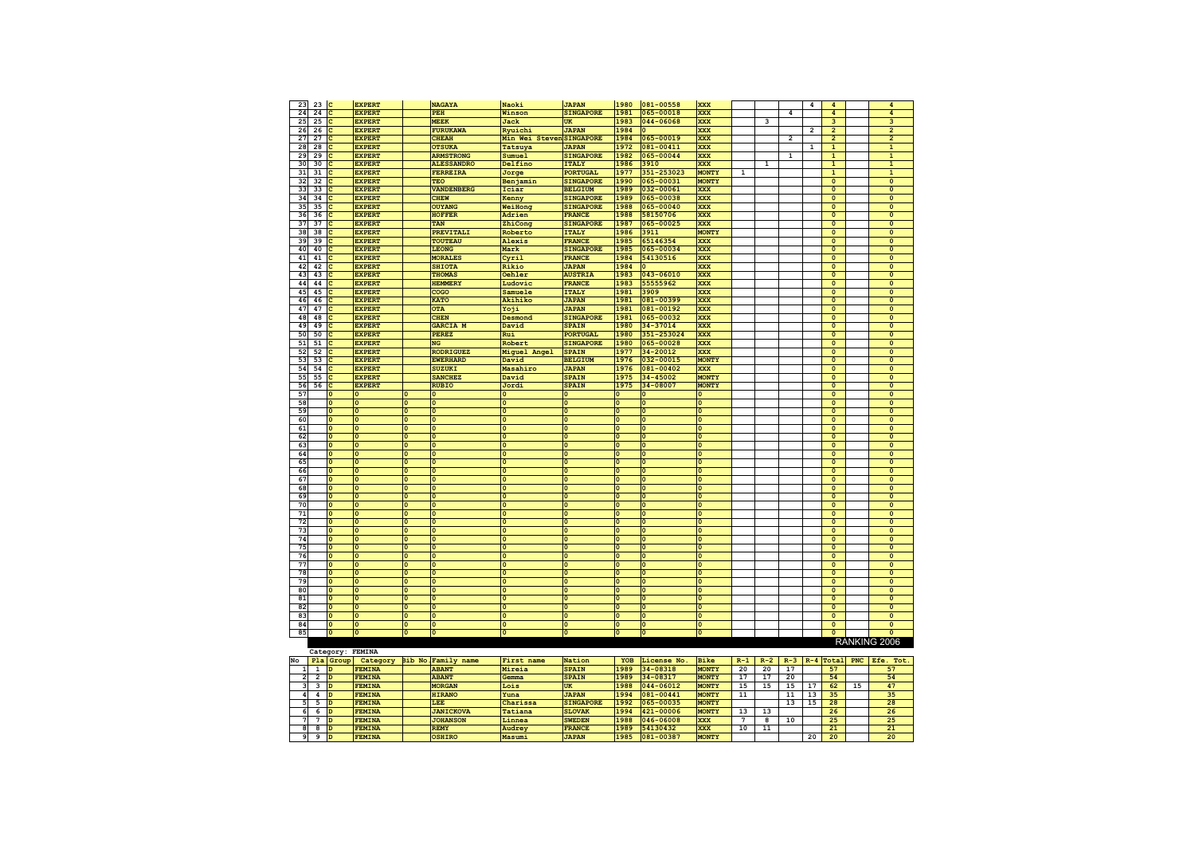| | | | | | | | | | | | | | | | | | |
|---|---|---|---|---|---|---|---|---|---|---|---|---|---|---|---|---|---|
| 23 | 23 | C | EXPERT | | NAGAYA | Naoki | JAPAN | 1980 | 081-00558 | XXX | | | | 4 | 4 | | 4 |
| 24 | 24 | C | EXPERT | | PEH | Winson | SINGAPORE | 1981 | 065-00018 | XXX | | | 4 | | 4 | | 4 |
| 25 | 25 | C | EXPERT | | MEEK | Jack | UK | 1983 | 044-06068 | XXX | | 3 | | | 3 | | 3 |
| 26 | 26 | C | EXPERT | | FURUKAWA | Ryuichi | JAPAN | 1984 | 0 | XXX | | | | 2 | 2 | | 2 |
| 27 | 27 | C | EXPERT | | CHEAH | Min Wei Steven | SINGAPORE | 1984 | 065-00019 | XXX | | | 2 | | 2 | | 2 |
| 28 | 28 | C | EXPERT | | OTSUKA | Tatsuya | JAPAN | 1972 | 081-00411 | XXX | | | | 1 | 1 | | 1 |
| 29 | 29 | C | EXPERT | | ARMSTRONG | Sumuel | SINGAPORE | 1982 | 065-00044 | XXX | | | 1 | | 1 | | 1 |
| 30 | 30 | C | EXPERT | | ALESSANDRO | Delfino | ITALY | 1986 | 3910 | XXX | | 1 | | | 1 | | 1 |
| 31 | 31 | C | EXPERT | | FERREIRA | Jorge | PORTUGAL | 1977 | 351-253023 | MONTY | 1 | | | | 1 | | 1 |
| 32 | 32 | C | EXPERT | | TEO | Benjamin | SINGAPORE | 1990 | 065-00031 | MONTY | | | | | 0 | | 0 |
| 33 | 33 | C | EXPERT | | VANDENBERG | Iciar | BELGIUM | 1989 | 032-00061 | XXX | | | | | 0 | | 0 |
| 34 | 34 | C | EXPERT | | CHEW | Kenny | SINGAPORE | 1989 | 065-00038 | XXX | | | | | 0 | | 0 |
| 35 | 35 | C | EXPERT | | OUYANG | WeiHong | SINGAPORE | 1988 | 065-00040 | XXX | | | | | 0 | | 0 |
| 36 | 36 | C | EXPERT | | HOFFER | Adrien | FRANCE | 1988 | 58150706 | XXX | | | | | 0 | | 0 |
| 37 | 37 | C | EXPERT | | TAN | ZhiCong | SINGAPORE | 1987 | 065-00025 | XXX | | | | | 0 | | 0 |
| 38 | 38 | C | EXPERT | | PREVITALI | Roberto | ITALY | 1986 | 3911 | MONTY | | | | | 0 | | 0 |
| 39 | 39 | C | EXPERT | | TOUTEAU | Alexis | FRANCE | 1985 | 65146354 | XXX | | | | | 0 | | 0 |
| 40 | 40 | C | EXPERT | | LEONG | Mark | SINGAPORE | 1985 | 065-00034 | XXX | | | | | 0 | | 0 |
| 41 | 41 | C | EXPERT | | MORALES | Cyril | FRANCE | 1984 | 54130516 | XXX | | | | | 0 | | 0 |
| 42 | 42 | C | EXPERT | | SHIOTA | Rikio | JAPAN | 1984 | 0 | XXX | | | | | 0 | | 0 |
| 43 | 43 | C | EXPERT | | THOMAS | Oehler | AUSTRIA | 1983 | 043-06010 | XXX | | | | | 0 | | 0 |
| 44 | 44 | C | EXPERT | | HEMMERY | Ludovic | FRANCE | 1983 | 55555962 | XXX | | | | | 0 | | 0 |
| 45 | 45 | C | EXPERT | | COGO | Samuele | ITALY | 1981 | 3909 | XXX | | | | | 0 | | 0 |
| 46 | 46 | C | EXPERT | | KATO | Akihiko | JAPAN | 1981 | 081-00399 | XXX | | | | | 0 | | 0 |
| 47 | 47 | C | EXPERT | | OTA | Yoji | JAPAN | 1981 | 081-00192 | XXX | | | | | 0 | | 0 |
| 48 | 48 | C | EXPERT | | CHEN | Desmond | SINGAPORE | 1981 | 065-00032 | XXX | | | | | 0 | | 0 |
| 49 | 49 | C | EXPERT | | GARCIA M | David | SPAIN | 1980 | 34-37014 | XXX | | | | | 0 | | 0 |
| 50 | 50 | C | EXPERT | | PEREZ | Rui | PORTUGAL | 1980 | 351-253024 | XXX | | | | | 0 | | 0 |
| 51 | 51 | C | EXPERT | | NG | Robert | SINGAPORE | 1980 | 065-00028 | XXX | | | | | 0 | | 0 |
| 52 | 52 | C | EXPERT | | RODRIGUEZ | Miguel Angel | SPAIN | 1977 | 34-20012 | XXX | | | | | 0 | | 0 |
| 53 | 53 | C | EXPERT | | EWERHARD | David | BELGIUM | 1976 | 032-00015 | MONTY | | | | | 0 | | 0 |
| 54 | 54 | C | EXPERT | | SUZUKI | Masahiro | JAPAN | 1976 | 081-00402 | XXX | | | | | 0 | | 0 |
| 55 | 55 | C | EXPERT | | SANCHEZ | David | SPAIN | 1975 | 34-45002 | MONTY | | | | | 0 | | 0 |
| 56 | 56 | C | EXPERT | | RUBIO | Jordi | SPAIN | 1975 | 34-08007 | MONTY | | | | | 0 | | 0 |
| 57 | | 0 | 0 | 0 | 0 | 0 | 0 | 0 | 0 | 0 | | | | | 0 | | 0 |
| 58 | | 0 | 0 | 0 | 0 | 0 | 0 | 0 | 0 | 0 | | | | | 0 | | 0 |
| 59 | | 0 | 0 | 0 | 0 | 0 | 0 | 0 | 0 | 0 | | | | | 0 | | 0 |
| 60 | | 0 | 0 | 0 | 0 | 0 | 0 | 0 | 0 | 0 | | | | | 0 | | 0 |
| 61 | | 0 | 0 | 0 | 0 | 0 | 0 | 0 | 0 | 0 | | | | | 0 | | 0 |
| 62 | | 0 | 0 | 0 | 0 | 0 | 0 | 0 | 0 | 0 | | | | | 0 | | 0 |
| 63 | | 0 | 0 | 0 | 0 | 0 | 0 | 0 | 0 | 0 | | | | | 0 | | 0 |
| 64 | | 0 | 0 | 0 | 0 | 0 | 0 | 0 | 0 | 0 | | | | | 0 | | 0 |
| 65 | | 0 | 0 | 0 | 0 | 0 | 0 | 0 | 0 | 0 | | | | | 0 | | 0 |
| 66 | | 0 | 0 | 0 | 0 | 0 | 0 | 0 | 0 | 0 | | | | | 0 | | 0 |
| 67 | | 0 | 0 | 0 | 0 | 0 | 0 | 0 | 0 | 0 | | | | | 0 | | 0 |
| 68 | | 0 | 0 | 0 | 0 | 0 | 0 | 0 | 0 | 0 | | | | | 0 | | 0 |
| 69 | | 0 | 0 | 0 | 0 | 0 | 0 | 0 | 0 | 0 | | | | | 0 | | 0 |
| 70 | | 0 | 0 | 0 | 0 | 0 | 0 | 0 | 0 | 0 | | | | | 0 | | 0 |
| 71 | | 0 | 0 | 0 | 0 | 0 | 0 | 0 | 0 | 0 | | | | | 0 | | 0 |
| 72 | | 0 | 0 | 0 | 0 | 0 | 0 | 0 | 0 | 0 | | | | | 0 | | 0 |
| 73 | | 0 | 0 | 0 | 0 | 0 | 0 | 0 | 0 | 0 | | | | | 0 | | 0 |
| 74 | | 0 | 0 | 0 | 0 | 0 | 0 | 0 | 0 | 0 | | | | | 0 | | 0 |
| 75 | | 0 | 0 | 0 | 0 | 0 | 0 | 0 | 0 | 0 | | | | | 0 | | 0 |
| 76 | | 0 | 0 | 0 | 0 | 0 | 0 | 0 | 0 | 0 | | | | | 0 | | 0 |
| 77 | | 0 | 0 | 0 | 0 | 0 | 0 | 0 | 0 | 0 | | | | | 0 | | 0 |
| 78 | | 0 | 0 | 0 | 0 | 0 | 0 | 0 | 0 | 0 | | | | | 0 | | 0 |
| 79 | | 0 | 0 | 0 | 0 | 0 | 0 | 0 | 0 | 0 | | | | | 0 | | 0 |
| 80 | | 0 | 0 | 0 | 0 | 0 | 0 | 0 | 0 | 0 | | | | | 0 | | 0 |
| 81 | | 0 | 0 | 0 | 0 | 0 | 0 | 0 | 0 | 0 | | | | | 0 | | 0 |
| 82 | | 0 | 0 | 0 | 0 | 0 | 0 | 0 | 0 | 0 | | | | | 0 | | 0 |
| 83 | | 0 | 0 | 0 | 0 | 0 | 0 | 0 | 0 | 0 | | | | | 0 | | 0 |
| 84 | | 0 | 0 | 0 | 0 | 0 | 0 | 0 | 0 | 0 | | | | | 0 | | 0 |
| 85 | | 0 | 0 | 0 | 0 | 0 | 0 | 0 | 0 | 0 | | | | | 0 | | 0 |

RANKING 2006

Category: FEMINA

| No | Pla | Group | Category | Bib No | Family name | First name | Nation | YOB | License No. | Bike | R-1 | R-2 | R-3 | R-4 | Total | PNC | Efe. Tot. |
|---|---|---|---|---|---|---|---|---|---|---|---|---|---|---|---|---|---|
| 1 | 1 | D | FEMINA | | ABANT | Mireia | SPAIN | 1989 | 34-08318 | MONTY | 20 | 20 | 17 | | 57 | | 57 |
| 2 | 2 | D | FEMINA | | ABANT | Gemma | SPAIN | 1989 | 34-08317 | MONTY | 17 | 17 | 20 | | 54 | | 54 |
| 3 | 3 | D | FEMINA | | MORGAN | Lois | UK | 1988 | 044-06012 | MONTY | 15 | 15 | 15 | 17 | 62 | 15 | 47 |
| 4 | 4 | D | FEMINA | | HIRANO | Yuna | JAPAN | 1994 | 081-00441 | MONTY | 11 | | 11 | 13 | 35 | | 35 |
| 5 | 5 | D | FEMINA | | LEE | Charissa | SINGAPORE | 1992 | 065-00035 | MONTY | | | 13 | 15 | 28 | | 28 |
| 6 | 6 | D | FEMINA | | JANICKOVA | Tatiana | SLOVAK | 1994 | 421-00006 | MONTY | 13 | 13 | | | 26 | | 26 |
| 7 | 7 | D | FEMINA | | JOHANSON | Linnea | SWEDEN | 1988 | 046-06008 | XXX | 7 | 8 | 10 | | 25 | | 25 |
| 8 | 8 | D | FEMINA | | REMY | Audrey | FRANCE | 1989 | 54130432 | XXX | 10 | 11 | | | 21 | | 21 |
| 9 | 9 | D | FEMINA | | OSHIRO | Masumi | JAPAN | 1985 | 081-00387 | MONTY | | | | 20 | 20 | | 20 |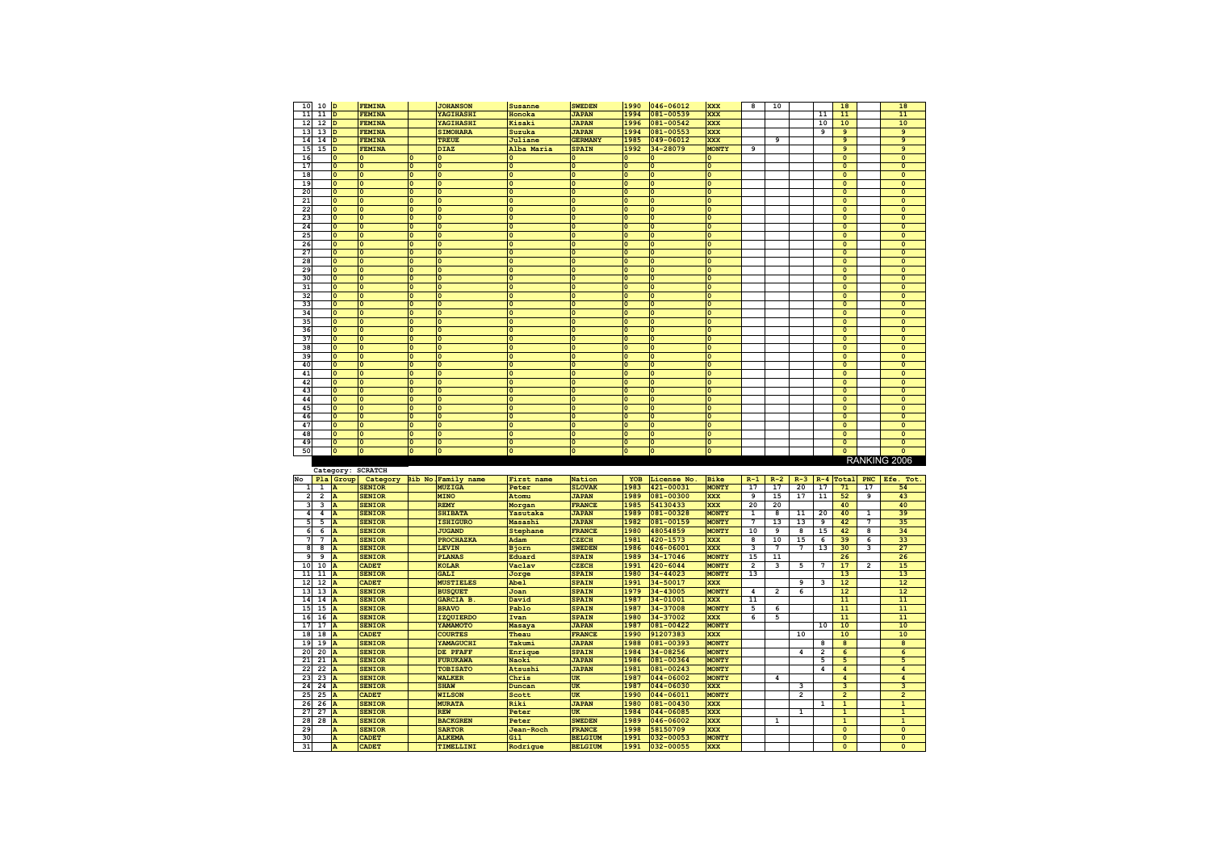| | | | | | | | | | | | | | | | | | |
|---|---|---|---|---|---|---|---|---|---|---|---|---|---|---|---|---|---|
| 10 | 10 | D | FEMINA | | JOHANSON | Susanne | SWEDEN | 1990 | 046-06012 | XXX | 8 | 10 | | | 18 | | 18 |
| 11 | 11 | D | FEMINA | | YAGIHASHI | Honoka | JAPAN | 1994 | 081-00539 | XXX | | | | 11 | 11 | | 11 |
| 12 | 12 | D | FEMINA | | YAGIHASHI | Kisaki | JAPAN | 1996 | 081-00542 | XXX | | | | 10 | 10 | | 10 |
| 13 | 13 | D | FEMINA | | SIMOHARA | Suzuka | JAPAN | 1994 | 081-00553 | XXX | | | | 9 | 9 | | 9 |
| 14 | 14 | D | FEMINA | | TREUE | Juliane | GERMANY | 1985 | 049-06012 | XXX | | 9 | | | 9 | | 9 |
| 15 | 15 | D | FEMINA | | DIAZ | Alba Maria | SPAIN | 1992 | 34-28079 | MONTY | 9 | | | | 9 | | 9 |
| 16 | | 0 | 0 | 0 | 0 | 0 | 0 | 0 | 0 | 0 | | | | | 0 | | 0 |
| 17 | | 0 | 0 | 0 | 0 | 0 | 0 | 0 | 0 | 0 | | | | | 0 | | 0 |
| 18 | | 0 | 0 | 0 | 0 | 0 | 0 | 0 | 0 | 0 | | | | | 0 | | 0 |
| 19 | | 0 | 0 | 0 | 0 | 0 | 0 | 0 | 0 | 0 | | | | | 0 | | 0 |
| 20 | | 0 | 0 | 0 | 0 | 0 | 0 | 0 | 0 | 0 | | | | | 0 | | 0 |
| 21 | | 0 | 0 | 0 | 0 | 0 | 0 | 0 | 0 | 0 | | | | | 0 | | 0 |
| 22 | | 0 | 0 | 0 | 0 | 0 | 0 | 0 | 0 | 0 | | | | | 0 | | 0 |
| 23 | | 0 | 0 | 0 | 0 | 0 | 0 | 0 | 0 | 0 | | | | | 0 | | 0 |
| 24 | | 0 | 0 | 0 | 0 | 0 | 0 | 0 | 0 | 0 | | | | | 0 | | 0 |
| 25 | | 0 | 0 | 0 | 0 | 0 | 0 | 0 | 0 | 0 | | | | | 0 | | 0 |
| 26 | | 0 | 0 | 0 | 0 | 0 | 0 | 0 | 0 | 0 | | | | | 0 | | 0 |
| 27 | | 0 | 0 | 0 | 0 | 0 | 0 | 0 | 0 | 0 | | | | | 0 | | 0 |
| 28 | | 0 | 0 | 0 | 0 | 0 | 0 | 0 | 0 | 0 | | | | | 0 | | 0 |
| 29 | | 0 | 0 | 0 | 0 | 0 | 0 | 0 | 0 | 0 | | | | | 0 | | 0 |
| 30 | | 0 | 0 | 0 | 0 | 0 | 0 | 0 | 0 | 0 | | | | | 0 | | 0 |
| 31 | | 0 | 0 | 0 | 0 | 0 | 0 | 0 | 0 | 0 | | | | | 0 | | 0 |
| 32 | | 0 | 0 | 0 | 0 | 0 | 0 | 0 | 0 | 0 | | | | | 0 | | 0 |
| 33 | | 0 | 0 | 0 | 0 | 0 | 0 | 0 | 0 | 0 | | | | | 0 | | 0 |
| 34 | | 0 | 0 | 0 | 0 | 0 | 0 | 0 | 0 | 0 | | | | | 0 | | 0 |
| 35 | | 0 | 0 | 0 | 0 | 0 | 0 | 0 | 0 | 0 | | | | | 0 | | 0 |
| 36 | | 0 | 0 | 0 | 0 | 0 | 0 | 0 | 0 | 0 | | | | | 0 | | 0 |
| 37 | | 0 | 0 | 0 | 0 | 0 | 0 | 0 | 0 | 0 | | | | | 0 | | 0 |
| 38 | | 0 | 0 | 0 | 0 | 0 | 0 | 0 | 0 | 0 | | | | | 0 | | 0 |
| 39 | | 0 | 0 | 0 | 0 | 0 | 0 | 0 | 0 | 0 | | | | | 0 | | 0 |
| 40 | | 0 | 0 | 0 | 0 | 0 | 0 | 0 | 0 | 0 | | | | | 0 | | 0 |
| 41 | | 0 | 0 | 0 | 0 | 0 | 0 | 0 | 0 | 0 | | | | | 0 | | 0 |
| 42 | | 0 | 0 | 0 | 0 | 0 | 0 | 0 | 0 | 0 | | | | | 0 | | 0 |
| 43 | | 0 | 0 | 0 | 0 | 0 | 0 | 0 | 0 | 0 | | | | | 0 | | 0 |
| 44 | | 0 | 0 | 0 | 0 | 0 | 0 | 0 | 0 | 0 | | | | | 0 | | 0 |
| 45 | | 0 | 0 | 0 | 0 | 0 | 0 | 0 | 0 | 0 | | | | | 0 | | 0 |
| 46 | | 0 | 0 | 0 | 0 | 0 | 0 | 0 | 0 | 0 | | | | | 0 | | 0 |
| 47 | | 0 | 0 | 0 | 0 | 0 | 0 | 0 | 0 | 0 | | | | | 0 | | 0 |
| 48 | | 0 | 0 | 0 | 0 | 0 | 0 | 0 | 0 | 0 | | | | | 0 | | 0 |
| 49 | | 0 | 0 | 0 | 0 | 0 | 0 | 0 | 0 | 0 | | | | | 0 | | 0 |
| 50 | | 0 | 0 | 0 | 0 | 0 | 0 | 0 | 0 | 0 | | | | | 0 | | 0 |

RANKING 2006

Category: SCRATCH

| No | Pla | Group | Category | Bib No. | Family name | First name | Nation | YOB | License No. | Bike | R-1 | R-2 | R-3 | R-4 | Total | PNC | Efe. Tot. |
|---|---|---|---|---|---|---|---|---|---|---|---|---|---|---|---|---|---|
| 1 | 1 | A | SENIOR | | MUZIGA | Peter | SLOVAK | 1983 | 421-00031 | MONTY | 17 | 17 | 20 | 17 | 71 | 17 | 54 |
| 2 | 2 | A | SENIOR | | MINO | Atomu | JAPAN | 1989 | 081-00300 | XXX | 9 | 15 | 17 | 11 | 52 | 9 | 43 |
| 3 | 3 | A | SENIOR | | REMY | Morgan | FRANCE | 1985 | 54130433 | XXX | 20 | 20 | | | 40 | | 40 |
| 4 | 4 | A | SENIOR | | SHIBATA | Yasutaka | JAPAN | 1989 | 081-00328 | MONTY | 1 | 8 | 11 | 20 | 40 | 1 | 39 |
| 5 | 5 | A | SENIOR | | ISHIGURO | Masashi | JAPAN | 1982 | 081-00159 | MONTY | 7 | 13 | 13 | 9 | 42 | 7 | 35 |
| 6 | 6 | A | SENIOR | | JUGAND | Stephane | FRANCE | 1980 | 48054859 | MONTY | 10 | 9 | 8 | 15 | 42 | 8 | 34 |
| 7 | 7 | A | SENIOR | | PROCHAZKA | Adam | CZECH | 1981 | 420-1573 | XXX | 8 | 10 | 15 | 6 | 39 | 6 | 33 |
| 8 | 8 | A | SENIOR | | LEVIN | Bjorn | SWEDEN | 1986 | 046-06001 | XXX | 3 | 7 | 7 | 13 | 30 | 3 | 27 |
| 9 | 9 | A | SENIOR | | PLANAS | Eduard | SPAIN | 1989 | 34-17046 | MONTY | 15 | 11 | | | 26 | | 26 |
| 10 | 10 | A | CADET | | KOLAR | Vaclav | CZECH | 1991 | 420-6044 | MONTY | 2 | 3 | 5 | 7 | 17 | 2 | 15 |
| 11 | 11 | A | SENIOR | | GALI | Jorge | SPAIN | 1980 | 34-44023 | MONTY | 13 | | | | 13 | | 13 |
| 12 | 12 | A | CADET | | MUSTIELES | Abel | SPAIN | 1991 | 34-50017 | XXX | | | 9 | 3 | 12 | | 12 |
| 13 | 13 | A | SENIOR | | BUSQUET | Joan | SPAIN | 1979 | 34-43005 | MONTY | 4 | 2 | 6 | | 12 | | 12 |
| 14 | 14 | A | SENIOR | | GARCIA B. | David | SPAIN | 1987 | 34-01001 | XXX | 11 | | | | 11 | | 11 |
| 15 | 15 | A | SENIOR | | BRAVO | Pablo | SPAIN | 1987 | 34-37008 | MONTY | 5 | 6 | | | 11 | | 11 |
| 16 | 16 | A | SENIOR | | IZQUIERDO | Ivan | SPAIN | 1980 | 34-37002 | XXX | 6 | 5 | | | 11 | | 11 |
| 17 | 17 | A | SENIOR | | YAMAMOTO | Masaya | JAPAN | 1987 | 081-00422 | MONTY | | | | 10 | 10 | | 10 |
| 18 | 18 | A | CADET | | COURTES | Theau | FRANCE | 1990 | 91207383 | XXX | | | 10 | | 10 | | 10 |
| 19 | 19 | A | SENIOR | | YAMAGUCHI | Takumi | JAPAN | 1988 | 081-00393 | MONTY | | | | 8 | 8 | | 8 |
| 20 | 20 | A | SENIOR | | DE PFAFF | Enrique | SPAIN | 1984 | 34-08256 | MONTY | | | 4 | 2 | 6 | | 6 |
| 21 | 21 | A | SENIOR | | FURUKAWA | Naoki | JAPAN | 1986 | 081-00364 | MONTY | | | | 5 | 5 | | 5 |
| 22 | 22 | A | SENIOR | | TOBISATO | Atsushi | JAPAN | 1981 | 081-00243 | MONTY | | | | 4 | 4 | | 4 |
| 23 | 23 | A | SENIOR | | WALKER | Chris | UK | 1987 | 044-06002 | MONTY | | 4 | | | 4 | | 4 |
| 24 | 24 | A | SENIOR | | SHAW | Duncan | UK | 1987 | 044-06030 | XXX | | | 3 | | 3 | | 3 |
| 25 | 25 | A | CADET | | WILSON | Scott | UK | 1990 | 044-06011 | MONTY | | | 2 | | 2 | | 2 |
| 26 | 26 | A | SENIOR | | MURATA | Riki | JAPAN | 1980 | 081-00430 | XXX | | | | 1 | 1 | | 1 |
| 27 | 27 | A | SENIOR | | REW | Peter | UK | 1984 | 044-06085 | XXX | | | 1 | | 1 | | 1 |
| 28 | 28 | A | SENIOR | | BACKGREN | Peter | SWEDEN | 1989 | 046-06002 | XXX | | 1 | | | 1 | | 1 |
| 29 | | A | SENIOR | | SARTOR | Jean-Roch | FRANCE | 1998 | 58150709 | XXX | | | | | 0 | | 0 |
| 30 | | A | CADET | | ALKEMA | Gil | BELGIUM | 1991 | 032-00053 | MONTY | | | | | 0 | | 0 |
| 31 | | A | CADET | | TIMELLINI | Rodrigue | BELGIUM | 1991 | 032-00055 | XXX | | | | | 0 | | 0 |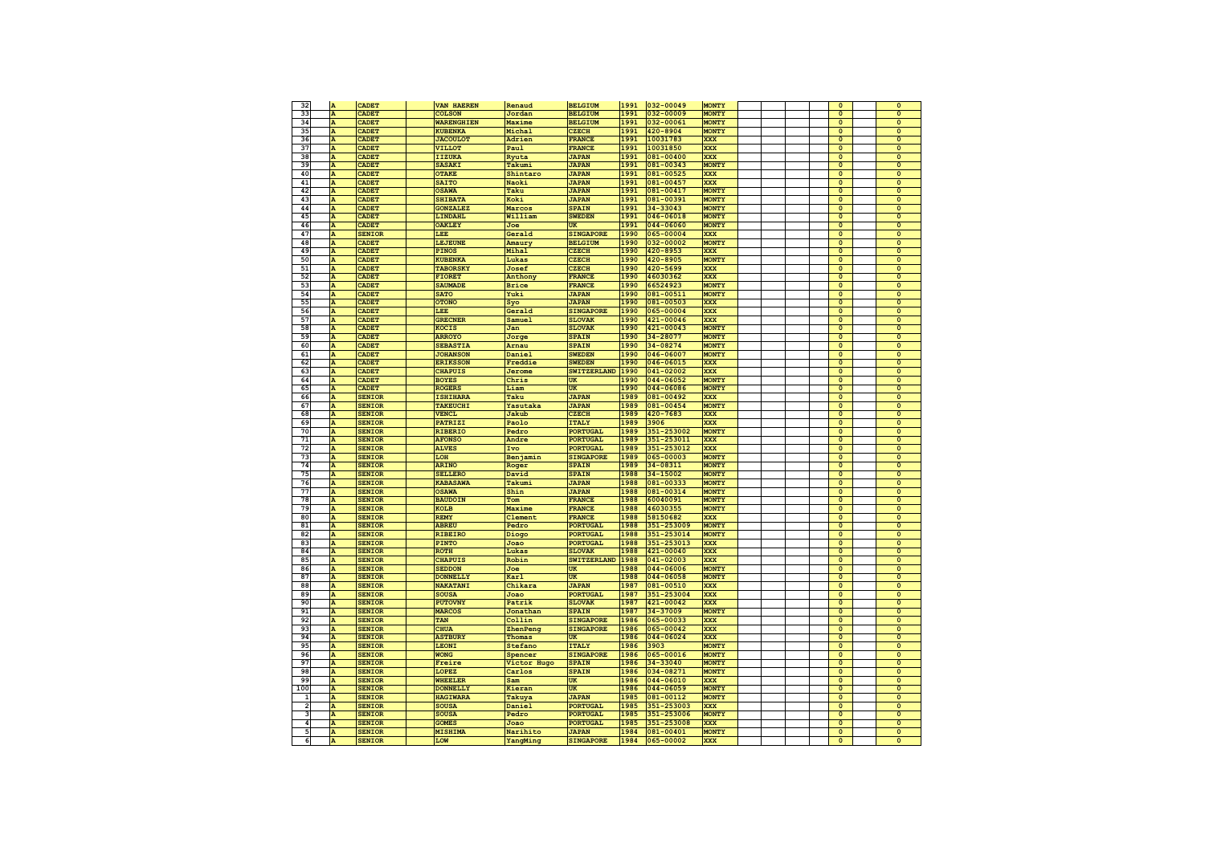| | | | | | | | | | | | | | | |
|---|---|---|---|---|---|---|---|---|---|---|---|---|---|---|
| 32 | A | CADET | VAN HAEREN | Renaud | BELGIUM | 1991 | 032-00049 | MONTY | | | | 0 | | 0 |
| 33 | A | CADET | COLSON | Jordan | BELGIUM | 1991 | 032-00009 | MONTY | | | | 0 | | 0 |
| 34 | A | CADET | WARENGHIEN | Maxime | BELGIUM | 1991 | 032-00061 | MONTY | | | | 0 | | 0 |
| 35 | A | CADET | KUBENKA | Michal | CZECH | 1991 | 420-8904 | MONTY | | | | 0 | | 0 |
| 36 | A | CADET | JACOULOT | Adrien | FRANCE | 1991 | 10031783 | XXX | | | | 0 | | 0 |
| 37 | A | CADET | VILLOT | Paul | FRANCE | 1991 | 10031850 | XXX | | | | 0 | | 0 |
| 38 | A | CADET | IIZUKA | Ryuta | JAPAN | 1991 | 081-00400 | XXX | | | | 0 | | 0 |
| 39 | A | CADET | SASAKI | Takumi | JAPAN | 1991 | 081-00343 | MONTY | | | | 0 | | 0 |
| 40 | A | CADET | OTAKE | Shintaro | JAPAN | 1991 | 081-00525 | XXX | | | | 0 | | 0 |
| 41 | A | CADET | SAITO | Naoki | JAPAN | 1991 | 081-00457 | XXX | | | | 0 | | 0 |
| 42 | A | CADET | OSAWA | Taku | JAPAN | 1991 | 081-00417 | MONTY | | | | 0 | | 0 |
| 43 | A | CADET | SHIBATA | Koki | JAPAN | 1991 | 081-00391 | MONTY | | | | 0 | | 0 |
| 44 | A | CADET | GONZALEZ | Marcos | SPAIN | 1991 | 34-33043 | MONTY | | | | 0 | | 0 |
| 45 | A | CADET | LINDAHL | William | SWEDEN | 1991 | 046-06018 | MONTY | | | | 0 | | 0 |
| 46 | A | CADET | OAKLEY | Joe | UK | 1991 | 044-06060 | MONTY | | | | 0 | | 0 |
| 47 | A | SENIOR | LEE | Gerald | SINGAPORE | 1990 | 065-00004 | XXX | | | | 0 | | 0 |
| 48 | A | CADET | LEJEUNE | Amaury | BELGIUM | 1990 | 032-00002 | MONTY | | | | 0 | | 0 |
| 49 | A | CADET | PINOS | Mihal | CZECH | 1990 | 420-8953 | XXX | | | | 0 | | 0 |
| 50 | A | CADET | KUBENKA | Lukas | CZECH | 1990 | 420-8905 | MONTY | | | | 0 | | 0 |
| 51 | A | CADET | TABORSKY | Josef | CZECH | 1990 | 420-5699 | XXX | | | | 0 | | 0 |
| 52 | A | CADET | FIORET | Anthony | FRANCE | 1990 | 46030362 | XXX | | | | 0 | | 0 |
| 53 | A | CADET | SAUMADE | Brice | FRANCE | 1990 | 66524923 | MONTY | | | | 0 | | 0 |
| 54 | A | CADET | SATO | Yuki | JAPAN | 1990 | 081-00511 | MONTY | | | | 0 | | 0 |
| 55 | A | CADET | OTONO | Syo | JAPAN | 1990 | 081-00503 | XXX | | | | 0 | | 0 |
| 56 | A | CADET | LEE | Gerald | SINGAPORE | 1990 | 065-00004 | XXX | | | | 0 | | 0 |
| 57 | A | CADET | GRECNER | Samuel | SLOVAK | 1990 | 421-00046 | XXX | | | | 0 | | 0 |
| 58 | A | CADET | KOCIS | Jan | SLOVAK | 1990 | 421-00043 | MONTY | | | | 0 | | 0 |
| 59 | A | CADET | ARROYO | Jorge | SPAIN | 1990 | 34-28077 | MONTY | | | | 0 | | 0 |
| 60 | A | CADET | SEBASTIA | Arnau | SPAIN | 1990 | 34-08274 | MONTY | | | | 0 | | 0 |
| 61 | A | CADET | JOHANSON | Daniel | SWEDEN | 1990 | 046-06007 | MONTY | | | | 0 | | 0 |
| 62 | A | CADET | ERIKSSON | Freddie | SWEDEN | 1990 | 046-06015 | XXX | | | | 0 | | 0 |
| 63 | A | CADET | CHAPUIS | Jerome | SWITZERLAND | 1990 | 041-02002 | XXX | | | | 0 | | 0 |
| 64 | A | CADET | BOYES | Chris | UK | 1990 | 044-06052 | MONTY | | | | 0 | | 0 |
| 65 | A | CADET | ROGERS | Liam | UK | 1990 | 044-06086 | MONTY | | | | 0 | | 0 |
| 66 | A | SENIOR | ISHIHARA | Taku | JAPAN | 1989 | 081-00492 | XXX | | | | 0 | | 0 |
| 67 | A | SENIOR | TAKEUCHI | Yasutaka | JAPAN | 1989 | 081-00454 | MONTY | | | | 0 | | 0 |
| 68 | A | SENIOR | VENCL | Jakub | CZECH | 1989 | 420-7683 | XXX | | | | 0 | | 0 |
| 69 | A | SENIOR | PATRIZI | Paolo | ITALY | 1989 | 3906 | XXX | | | | 0 | | 0 |
| 70 | A | SENIOR | RIBERIO | Pedro | PORTUGAL | 1989 | 351-253002 | MONTY | | | | 0 | | 0 |
| 71 | A | SENIOR | AFONSO | Andre | PORTUGAL | 1989 | 351-253011 | XXX | | | | 0 | | 0 |
| 72 | A | SENIOR | ALVES | Ivo | PORTUGAL | 1989 | 351-253012 | XXX | | | | 0 | | 0 |
| 73 | A | SENIOR | LOH | Benjamin | SINGAPORE | 1989 | 065-00003 | MONTY | | | | 0 | | 0 |
| 74 | A | SENIOR | ARINO | Roger | SPAIN | 1989 | 34-08311 | MONTY | | | | 0 | | 0 |
| 75 | A | SENIOR | SELLERO | David | SPAIN | 1988 | 34-15002 | MONTY | | | | 0 | | 0 |
| 76 | A | SENIOR | KABASAWA | Takumi | JAPAN | 1988 | 081-00333 | MONTY | | | | 0 | | 0 |
| 77 | A | SENIOR | OSAWA | Shin | JAPAN | 1988 | 081-00314 | MONTY | | | | 0 | | 0 |
| 78 | A | SENIOR | BAUDOIN | Tom | FRANCE | 1988 | 60040091 | MONTY | | | | 0 | | 0 |
| 79 | A | SENIOR | KOLB | Maxime | FRANCE | 1988 | 46030355 | MONTY | | | | 0 | | 0 |
| 80 | A | SENIOR | REMY | Clement | FRANCE | 1988 | 58150682 | XXX | | | | 0 | | 0 |
| 81 | A | SENIOR | ABREU | Pedro | PORTUGAL | 1988 | 351-253009 | MONTY | | | | 0 | | 0 |
| 82 | A | SENIOR | RIBEIRO | Diogo | PORTUGAL | 1988 | 351-253014 | MONTY | | | | 0 | | 0 |
| 83 | A | SENIOR | PINTO | Joao | PORTUGAL | 1988 | 351-253013 | XXX | | | | 0 | | 0 |
| 84 | A | SENIOR | ROTH | Lukas | SLOVAK | 1988 | 421-00040 | XXX | | | | 0 | | 0 |
| 85 | A | SENIOR | CHAPUIS | Robin | SWITZERLAND | 1988 | 041-02003 | XXX | | | | 0 | | 0 |
| 86 | A | SENIOR | SEDDON | Joe | UK | 1988 | 044-06006 | MONTY | | | | 0 | | 0 |
| 87 | A | SENIOR | DONNELLY | Karl | UK | 1988 | 044-06058 | MONTY | | | | 0 | | 0 |
| 88 | A | SENIOR | NAKATANI | Chikara | JAPAN | 1987 | 081-00510 | XXX | | | | 0 | | 0 |
| 89 | A | SENIOR | SOUSA | Joao | PORTUGAL | 1987 | 351-253004 | XXX | | | | 0 | | 0 |
| 90 | A | SENIOR | PUTOVNY | Patrik | SLOVAK | 1987 | 421-00042 | XXX | | | | 0 | | 0 |
| 91 | A | SENIOR | MARCOS | Jonathan | SPAIN | 1987 | 34-37009 | MONTY | | | | 0 | | 0 |
| 92 | A | SENIOR | TAN | Collin | SINGAPORE | 1986 | 065-00033 | XXX | | | | 0 | | 0 |
| 93 | A | SENIOR | CHUA | ZhenPeng | SINGAPORE | 1986 | 065-00042 | XXX | | | | 0 | | 0 |
| 94 | A | SENIOR | ASTBURY | Thomas | UK | 1986 | 044-06024 | XXX | | | | 0 | | 0 |
| 95 | A | SENIOR | LEONI | Stefano | ITALY | 1986 | 3903 | MONTY | | | | 0 | | 0 |
| 96 | A | SENIOR | WONG | Spencer | SINGAPORE | 1986 | 065-00016 | MONTY | | | | 0 | | 0 |
| 97 | A | SENIOR | Freire | Victor Hugo | SPAIN | 1986 | 34-33040 | MONTY | | | | 0 | | 0 |
| 98 | A | SENIOR | LOPEZ | Carlos | SPAIN | 1986 | 034-08271 | MONTY | | | | 0 | | 0 |
| 99 | A | SENIOR | WHEELER | Sam | UK | 1986 | 044-06010 | XXX | | | | 0 | | 0 |
| 100 | A | SENIOR | DONNELLY | Kieran | UK | 1986 | 044-06059 | MONTY | | | | 0 | | 0 |
| 1 | A | SENIOR | HAGIWARA | Takuya | JAPAN | 1985 | 081-00112 | MONTY | | | | 0 | | 0 |
| 2 | A | SENIOR | SOUSA | Daniel | PORTUGAL | 1985 | 351-253003 | XXX | | | | 0 | | 0 |
| 3 | A | SENIOR | SOUSA | Pedro | PORTUGAL | 1985 | 351-253006 | MONTY | | | | 0 | | 0 |
| 4 | A | SENIOR | GOMES | Joao | PORTUGAL | 1985 | 351-253008 | XXX | | | | 0 | | 0 |
| 5 | A | SENIOR | MISHIMA | Narihito | JAPAN | 1984 | 081-00401 | MONTY | | | | 0 | | 0 |
| 6 | A | SENIOR | LOW | YangMing | SINGAPORE | 1984 | 065-00002 | XXX | | | | 0 | | 0 |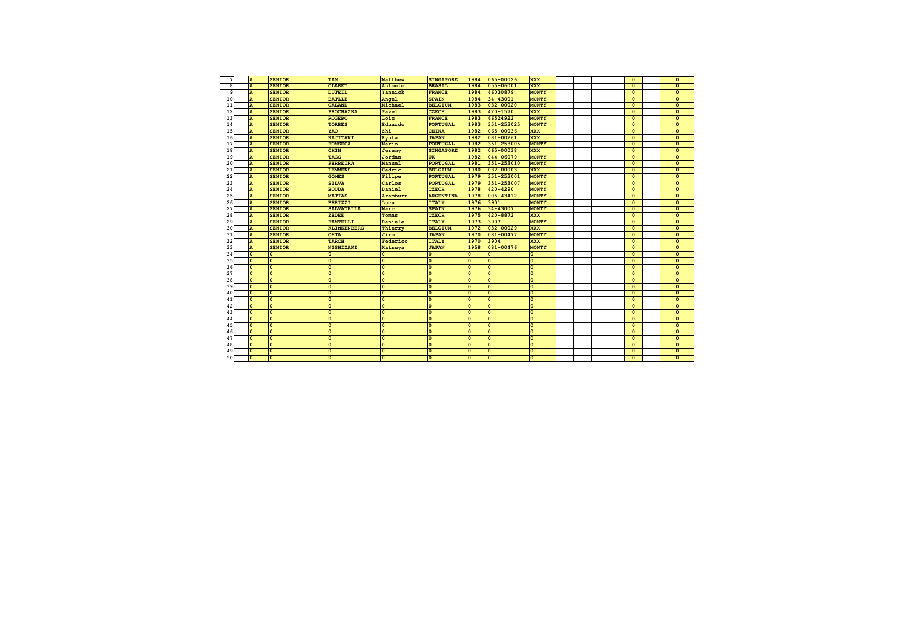| | | | | | | | | | | | | | | | | |
|---|---|---|---|---|---|---|---|---|---|---|---|---|---|---|---|---|
| 7 | A | SENIOR | | TAN | Matthew | SINGAPORE | 1984 | 065-00026 | XXX | | | | | 0 | | 0 |
| 8 | A | SENIOR | | CLARET | Antonio | BRASIL | 1984 | 055-06001 | XXX | | | | | 0 | | 0 |
| 9 | A | SENIOR | | DUTEIL | Yannick | FRANCE | 1984 | 46030879 | MONTY | | | | | 0 | | 0 |
| 10 | A | SENIOR | | BATLLE | Angel | SPAIN | 1984 | 34-43001 | MONTY | | | | | 0 | | 0 |
| 11 | A | SENIOR | | GALAND | Michael | BELGIUM | 1983 | 032-00020 | MONTY | | | | | 0 | | 0 |
| 12 | A | SENIOR | | PROCHAZKA | Pavel | CZECH | 1983 | 420-1570 | XXX | | | | | 0 | | 0 |
| 13 | A | SENIOR | | ROGERO | Loic | FRANCE | 1983 | 66524922 | MONTY | | | | | 0 | | 0 |
| 14 | A | SENIOR | | TORRES | Eduardo | PORTUGAL | 1983 | 351-253025 | MONTY | | | | | 0 | | 0 |
| 15 | A | SENIOR | | YAO | Zhi | CHINA | 1982 | 065-00036 | XXX | | | | | 0 | | 0 |
| 16 | A | SENIOR | | KAJITANI | Ryuta | JAPAN | 1982 | 081-00261 | XXX | | | | | 0 | | 0 |
| 17 | A | SENIOR | | FONSECA | Mario | PORTUGAL | 1982 | 351-253005 | MONTY | | | | | 0 | | 0 |
| 18 | A | SENIOR | | CHIN | Jeremy | SINGAPORE | 1982 | 065-00038 | XXX | | | | | 0 | | 0 |
| 19 | A | SENIOR | | TAGG | Jordan | UK | 1982 | 044-06079 | MONTY | | | | | 0 | | 0 |
| 20 | A | SENIOR | | FERREIRA | Manuel | PORTUGAL | 1981 | 351-253010 | MONTY | | | | | 0 | | 0 |
| 21 | A | SENIOR | | LEMMENS | Cedric | BELGIUM | 1980 | 032-00003 | XXX | | | | | 0 | | 0 |
| 22 | A | SENIOR | | GOMES | Filipe | PORTUGAL | 1979 | 351-253001 | MONTY | | | | | 0 | | 0 |
| 23 | A | SENIOR | | SILVA | Carlos | PORTUGAL | 1979 | 351-253007 | MONTY | | | | | 0 | | 0 |
| 24 | A | SENIOR | | BOUDA | Daniel | CZECH | 1978 | 420-4290 | MONTY | | | | | 0 | | 0 |
| 25 | A | SENIOR | | MATIAS | Aramburu | ARGENTINA | 1978 | 005-43412 | MONTY | | | | | 0 | | 0 |
| 26 | A | SENIOR | | BERIZZI | Luca | ITALY | 1976 | 3901 | MONTY | | | | | 0 | | 0 |
| 27 | A | SENIOR | | SALVATELLA | Marc | SPAIN | 1976 | 34-43007 | MONTY | | | | | 0 | | 0 |
| 28 | A | SENIOR | | ZEDEK | Tomas | CZECH | 1975 | 420-8872 | XXX | | | | | 0 | | 0 |
| 29 | A | SENIOR | | FANTELLI | Daniele | ITALY | 1973 | 3907 | MONTY | | | | | 0 | | 0 |
| 30 | A | SENIOR | | KLINKENBERG | Thierry | BELGIUM | 1972 | 032-00029 | XXX | | | | | 0 | | 0 |
| 31 | A | SENIOR | | OHTA | Jiro | JAPAN | 1970 | 081-00477 | MONTY | | | | | 0 | | 0 |
| 32 | A | SENIOR | | TARCH | Federico | ITALY | 1970 | 3904 | XXX | | | | | 0 | | 0 |
| 33 | A | SENIOR | | NISHIZAKI | Katsuya | JAPAN | 1958 | 081-00476 | MONTY | | | | | 0 | | 0 |
| 34 | 0 | 0 | | 0 | 0 | 0 | 0 | 0 | 0 | | | | | 0 | | 0 |
| 35 | 0 | 0 | | 0 | 0 | 0 | 0 | 0 | 0 | | | | | 0 | | 0 |
| 36 | 0 | 0 | | 0 | 0 | 0 | 0 | 0 | 0 | | | | | 0 | | 0 |
| 37 | 0 | 0 | | 0 | 0 | 0 | 0 | 0 | 0 | | | | | 0 | | 0 |
| 38 | 0 | 0 | | 0 | 0 | 0 | 0 | 0 | 0 | | | | | 0 | | 0 |
| 39 | 0 | 0 | | 0 | 0 | 0 | 0 | 0 | 0 | | | | | 0 | | 0 |
| 40 | 0 | 0 | | 0 | 0 | 0 | 0 | 0 | 0 | | | | | 0 | | 0 |
| 41 | 0 | 0 | | 0 | 0 | 0 | 0 | 0 | 0 | | | | | 0 | | 0 |
| 42 | 0 | 0 | | 0 | 0 | 0 | 0 | 0 | 0 | | | | | 0 | | 0 |
| 43 | 0 | 0 | | 0 | 0 | 0 | 0 | 0 | 0 | | | | | 0 | | 0 |
| 44 | 0 | 0 | | 0 | 0 | 0 | 0 | 0 | 0 | | | | | 0 | | 0 |
| 45 | 0 | 0 | | 0 | 0 | 0 | 0 | 0 | 0 | | | | | 0 | | 0 |
| 46 | 0 | 0 | | 0 | 0 | 0 | 0 | 0 | 0 | | | | | 0 | | 0 |
| 47 | 0 | 0 | | 0 | 0 | 0 | 0 | 0 | 0 | | | | | 0 | | 0 |
| 48 | 0 | 0 | | 0 | 0 | 0 | 0 | 0 | 0 | | | | | 0 | | 0 |
| 49 | 0 | 0 | | 0 | 0 | 0 | 0 | 0 | 0 | | | | | 0 | | 0 |
| 50 | 0 | 0 | | 0 | 0 | 0 | 0 | 0 | 0 | | | | | 0 | | 0 |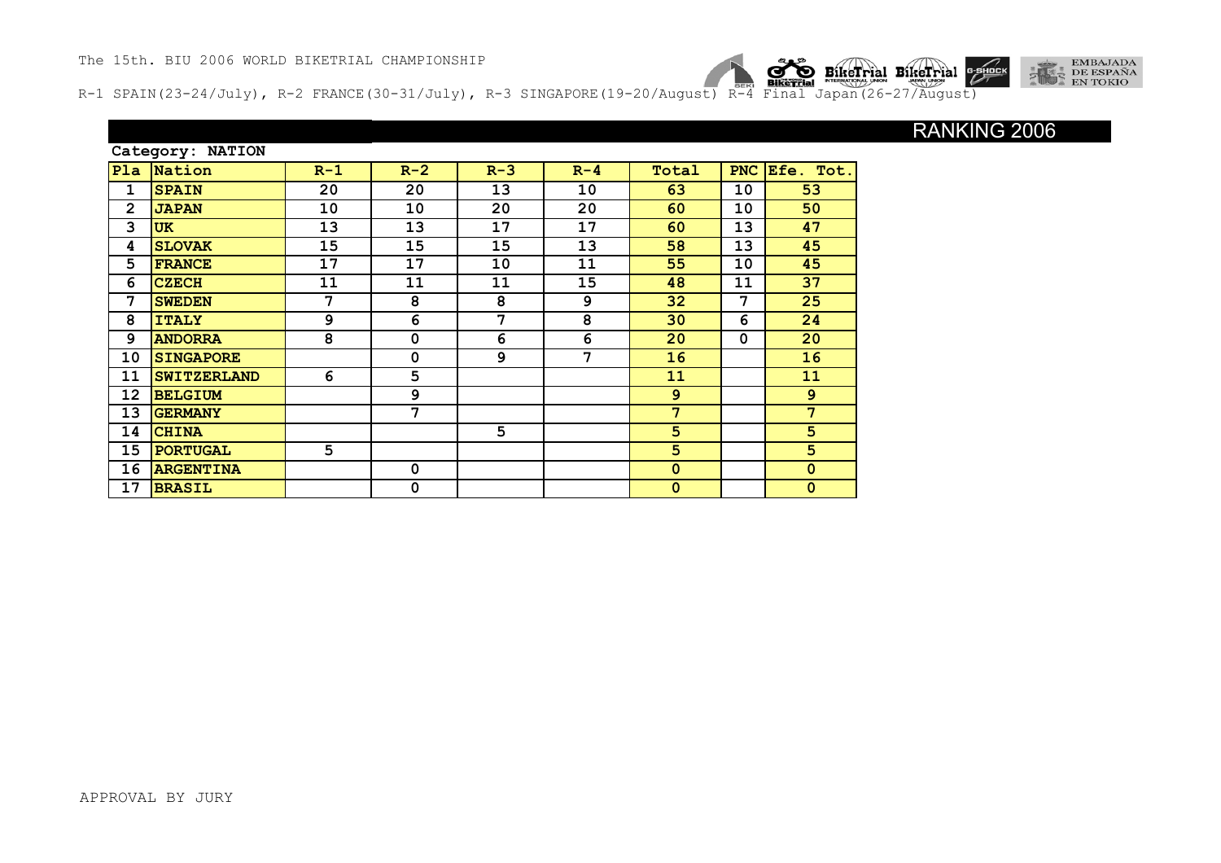The 15th. BIU 2006 WORLD BIKETRIAL CHAMPIONSHIP

R-1 SPAIN(23-24/July), R-2 FRANCE(30-31/July), R-3 SINGAPORE(19-20/August) R-4 Final Japan(26-27/August)

## RANKING 2006

**Category: NATION**

| Pla | Nation | R-1 | R-2 | R-3 | R-4 | Total | PNC | Efe. Tot. |
|---|---|---|---|---|---|---|---|---|
| 1 | SPAIN | 20 | 20 | 13 | 10 | 63 | 10 | 53 |
| 2 | JAPAN | 10 | 10 | 20 | 20 | 60 | 10 | 50 |
| 3 | UK | 13 | 13 | 17 | 17 | 60 | 13 | 47 |
| 4 | SLOVAK | 15 | 15 | 15 | 13 | 58 | 13 | 45 |
| 5 | FRANCE | 17 | 17 | 10 | 11 | 55 | 10 | 45 |
| 6 | CZECH | 11 | 11 | 11 | 15 | 48 | 11 | 37 |
| 7 | SWEDEN | 7 | 8 | 8 | 9 | 32 | 7 | 25 |
| 8 | ITALY | 9 | 6 | 7 | 8 | 30 | 6 | 24 |
| 9 | ANDORRA | 8 | 0 | 6 | 6 | 20 | 0 | 20 |
| 10 | SINGAPORE | | 0 | 9 | 7 | 16 | | 16 |
| 11 | SWITZERLAND | 6 | 5 | | | 11 | | 11 |
| 12 | BELGIUM | | 9 | | | 9 | | 9 |
| 13 | GERMANY | | 7 | | | 7 | | 7 |
| 14 | CHINA | | | 5 | | 5 | | 5 |
| 15 | PORTUGAL | 5 | | | | 5 | | 5 |
| 16 | ARGENTINA | | 0 | | | 0 | | 0 |
| 17 | BRASIL | | 0 | | | 0 | | 0 |

APPROVAL BY JURY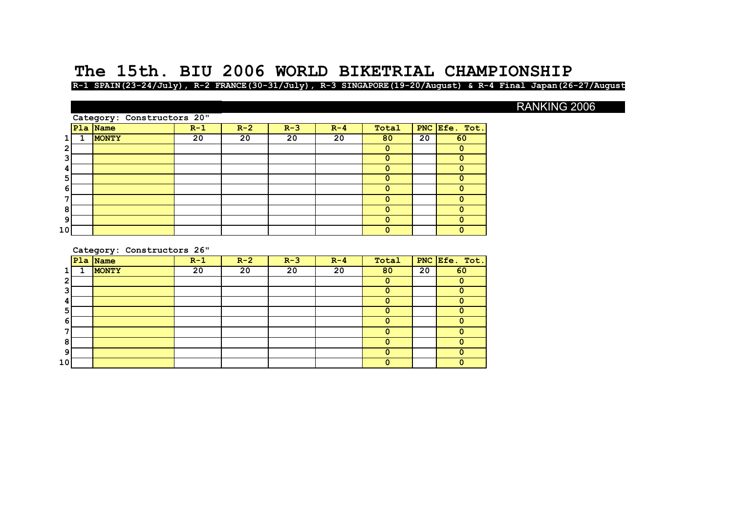# The 15th. BIU 2006 WORLD BIKETRIAL CHAMPIONSHIP

**R-1 SPAIN(23-24/July), R-2 FRANCE(30-31/July), R-3 SINGAPORE(19-20/August) & R-4 Final Japan(26-27/August**

RANKING 2006

**Category: Constructors 20"**

| | Pla | Name | R-1 | R-2 | R-3 | R-4 | Total | PNC | Efe. Tot. |
|---|---|---|---|---|---|---|---|---|---|
| 1 | 1 | MONTY | 20 | 20 | 20 | 20 | 80 | 20 | 60 |
| 2 | | | | | | | 0 | | 0 |
| 3 | | | | | | | 0 | | 0 |
| 4 | | | | | | | 0 | | 0 |
| 5 | | | | | | | 0 | | 0 |
| 6 | | | | | | | 0 | | 0 |
| 7 | | | | | | | 0 | | 0 |
| 8 | | | | | | | 0 | | 0 |
| 9 | | | | | | | 0 | | 0 |
| 10 | | | | | | | 0 | | 0 |

**Category: Constructors 26"**

| | Pla | Name | R-1 | R-2 | R-3 | R-4 | Total | PNC | Efe. Tot. |
|---|---|---|---|---|---|---|---|---|---|
| 1 | 1 | MONTY | 20 | 20 | 20 | 20 | 80 | 20 | 60 |
| 2 | | | | | | | 0 | | 0 |
| 3 | | | | | | | 0 | | 0 |
| 4 | | | | | | | 0 | | 0 |
| 5 | | | | | | | 0 | | 0 |
| 6 | | | | | | | 0 | | 0 |
| 7 | | | | | | | 0 | | 0 |
| 8 | | | | | | | 0 | | 0 |
| 9 | | | | | | | 0 | | 0 |
| 10 | | | | | | | 0 | | 0 |